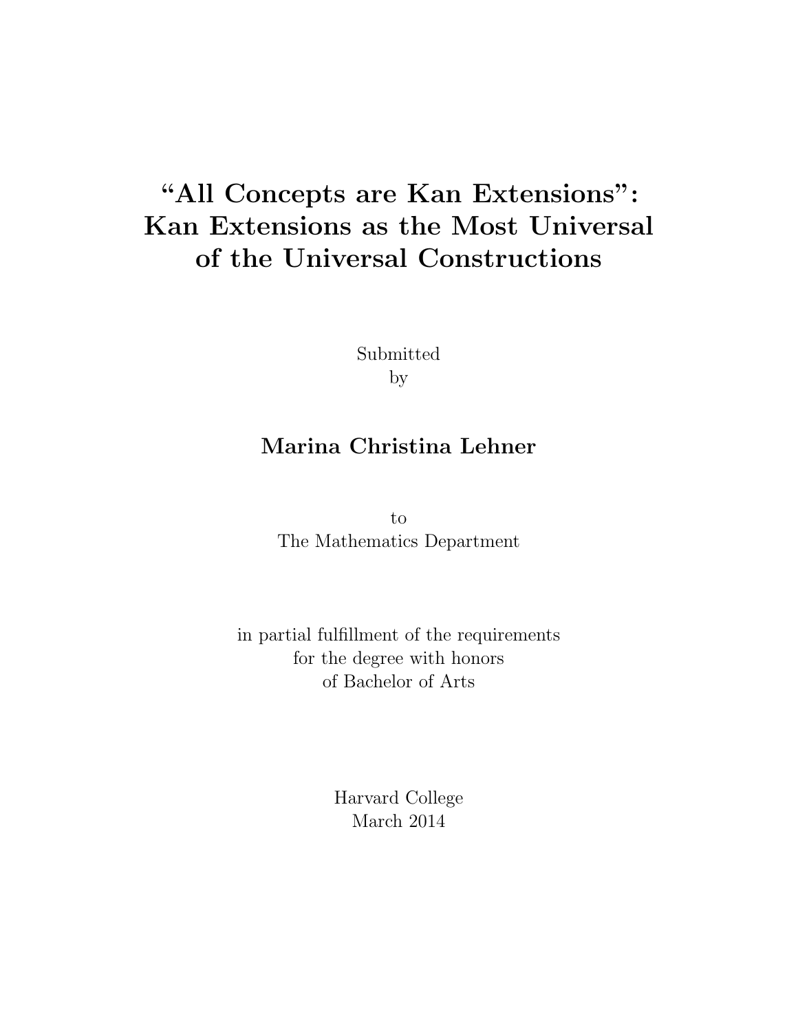# “All Concepts are Kan Extensions”: Kan Extensions as the Most Universal of the Universal Constructions

Submitted
by

**Marina Christina Lehner**

to
The Mathematics Department

in partial fulfillment of the requirements
for the degree with honors
of Bachelor of Arts

Harvard College
March 2014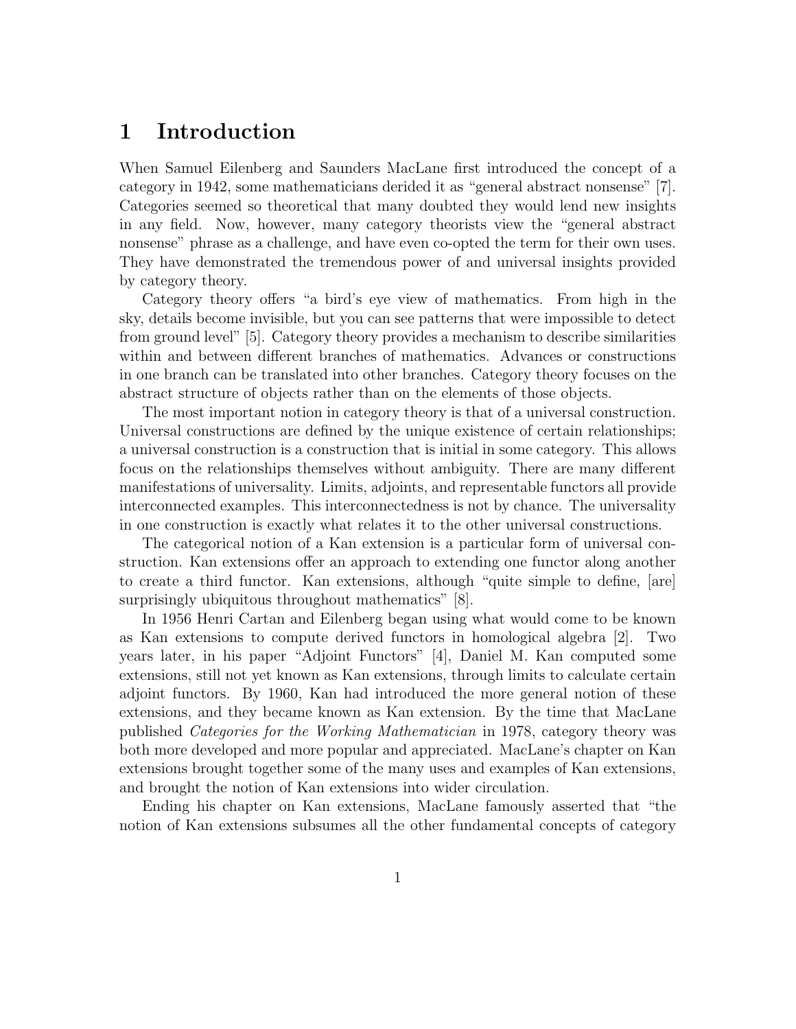# 1 Introduction

When Samuel Eilenberg and Saunders MacLane first introduced the concept of a category in 1942, some mathematicians derided it as "general abstract nonsense" [7]. Categories seemed so theoretical that many doubted they would lend new insights in any field. Now, however, many category theorists view the "general abstract nonsense" phrase as a challenge, and have even co-opted the term for their own uses. They have demonstrated the tremendous power of and universal insights provided by category theory.

Category theory offers "a bird's eye view of mathematics. From high in the sky, details become invisible, but you can see patterns that were impossible to detect from ground level" [5]. Category theory provides a mechanism to describe similarities within and between different branches of mathematics. Advances or constructions in one branch can be translated into other branches. Category theory focuses on the abstract structure of objects rather than on the elements of those objects.

The most important notion in category theory is that of a universal construction. Universal constructions are defined by the unique existence of certain relationships; a universal construction is a construction that is initial in some category. This allows focus on the relationships themselves without ambiguity. There are many different manifestations of universality. Limits, adjoints, and representable functors all provide interconnected examples. This interconnectedness is not by chance. The universality in one construction is exactly what relates it to the other universal constructions.

The categorical notion of a Kan extension is a particular form of universal construction. Kan extensions offer an approach to extending one functor along another to create a third functor. Kan extensions, although "quite simple to define, [are] surprisingly ubiquitous throughout mathematics" [8].

In 1956 Henri Cartan and Eilenberg began using what would come to be known as Kan extensions to compute derived functors in homological algebra [2]. Two years later, in his paper "Adjoint Functors" [4], Daniel M. Kan computed some extensions, still not yet known as Kan extensions, through limits to calculate certain adjoint functors. By 1960, Kan had introduced the more general notion of these extensions, and they became known as Kan extension. By the time that MacLane published *Categories for the Working Mathematician* in 1978, category theory was both more developed and more popular and appreciated. MacLane's chapter on Kan extensions brought together some of the many uses and examples of Kan extensions, and brought the notion of Kan extensions into wider circulation.

Ending his chapter on Kan extensions, MacLane famously asserted that "the notion of Kan extensions subsumes all the other fundamental concepts of category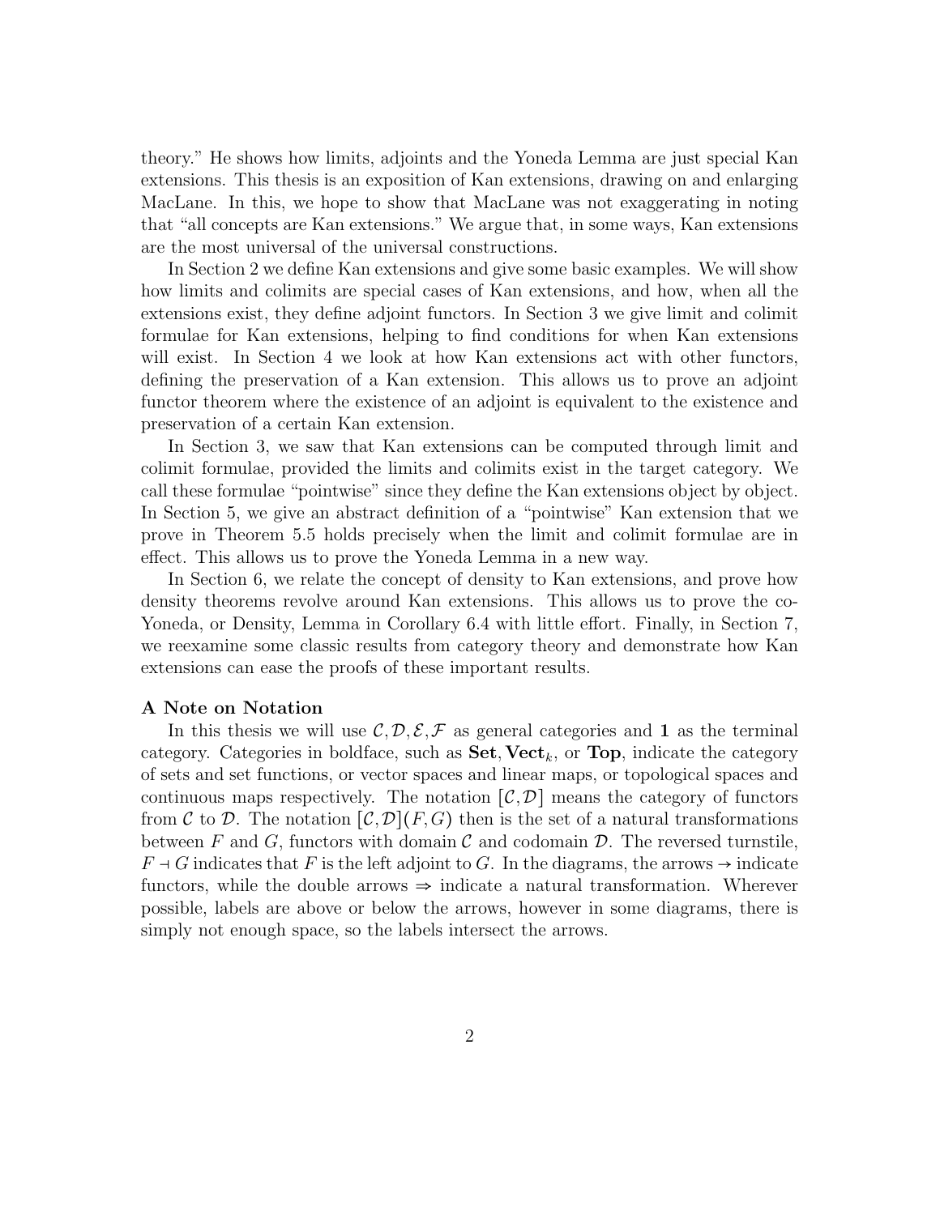theory." He shows how limits, adjoints and the Yoneda Lemma are just special Kan extensions. This thesis is an exposition of Kan extensions, drawing on and enlarging MacLane. In this, we hope to show that MacLane was not exaggerating in noting that "all concepts are Kan extensions." We argue that, in some ways, Kan extensions are the most universal of the universal constructions.

In Section 2 we define Kan extensions and give some basic examples. We will show how limits and colimits are special cases of Kan extensions, and how, when all the extensions exist, they define adjoint functors. In Section 3 we give limit and colimit formulae for Kan extensions, helping to find conditions for when Kan extensions will exist. In Section 4 we look at how Kan extensions act with other functors, defining the preservation of a Kan extension. This allows us to prove an adjoint functor theorem where the existence of an adjoint is equivalent to the existence and preservation of a certain Kan extension.

In Section 3, we saw that Kan extensions can be computed through limit and colimit formulae, provided the limits and colimits exist in the target category. We call these formulae "pointwise" since they define the Kan extensions object by object. In Section 5, we give an abstract definition of a "pointwise" Kan extension that we prove in Theorem 5.5 holds precisely when the limit and colimit formulae are in effect. This allows us to prove the Yoneda Lemma in a new way.

In Section 6, we relate the concept of density to Kan extensions, and prove how density theorems revolve around Kan extensions. This allows us to prove the co-Yoneda, or Density, Lemma in Corollary 6.4 with little effort. Finally, in Section 7, we reexamine some classic results from category theory and demonstrate how Kan extensions can ease the proofs of these important results.

**A Note on Notation**

In this thesis we will use $\mathcal{C}, \mathcal{D}, \mathcal{E}, \mathcal{F}$ as general categories and $\mathbf{1}$ as the terminal category. Categories in boldface, such as $\mathbf{Set}, \mathbf{Vect}_k$, or $\mathbf{Top}$, indicate the category of sets and set functions, or vector spaces and linear maps, or topological spaces and continuous maps respectively. The notation $[\mathcal{C}, \mathcal{D}]$ means the category of functors from $\mathcal{C}$ to $\mathcal{D}$. The notation $[\mathcal{C}, \mathcal{D}](F, G)$ then is the set of a natural transformations between $F$ and $G$, functors with domain $\mathcal{C}$ and codomain $\mathcal{D}$. The reversed turnstile, $F \dashv G$ indicates that $F$ is the left adjoint to $G$. In the diagrams, the arrows $\rightarrow$ indicate functors, while the double arrows $\Rightarrow$ indicate a natural transformation. Wherever possible, labels are above or below the arrows, however in some diagrams, there is simply not enough space, so the labels intersect the arrows.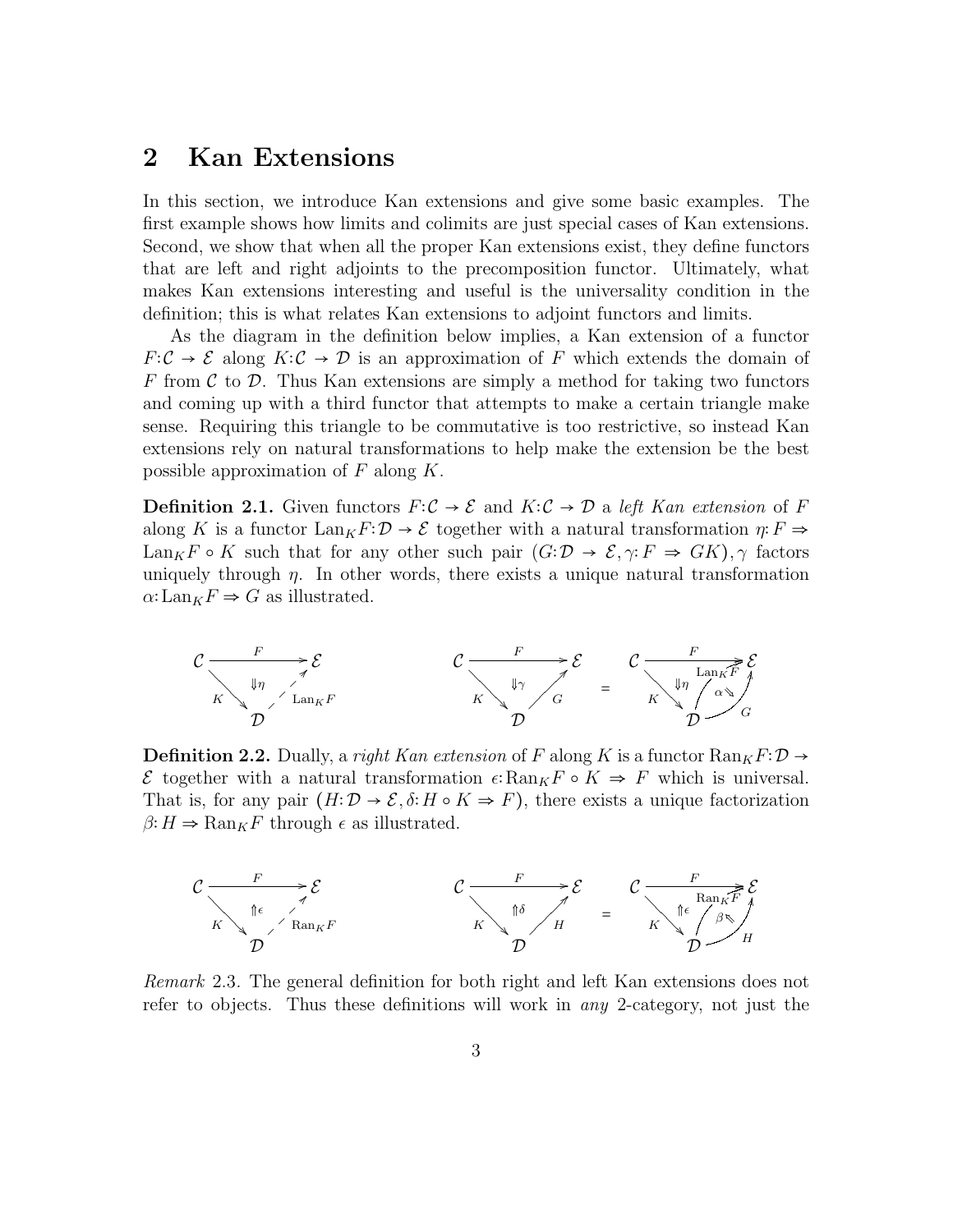## 2 Kan Extensions

In this section, we introduce Kan extensions and give some basic examples. The first example shows how limits and colimits are just special cases of Kan extensions. Second, we show that when all the proper Kan extensions exist, they define functors that are left and right adjoints to the precomposition functor. Ultimately, what makes Kan extensions interesting and useful is the universality condition in the definition; this is what relates Kan extensions to adjoint functors and limits.

As the diagram in the definition below implies, a Kan extension of a functor $F:\mathcal{C} \to \mathcal{E}$ along $K:\mathcal{C} \to \mathcal{D}$ is an approximation of $F$ which extends the domain of $F$ from $\mathcal{C}$ to $\mathcal{D}$. Thus Kan extensions are simply a method for taking two functors and coming up with a third functor that attempts to make a certain triangle make sense. Requiring this triangle to be commutative is too restrictive, so instead Kan extensions rely on natural transformations to help make the extension be the best possible approximation of $F$ along $K$.

**Definition 2.1.** Given functors $F:\mathcal{C} \to \mathcal{E}$ and $K:\mathcal{C} \to \mathcal{D}$ a *left Kan extension* of $F$ along $K$ is a functor $\mathrm{Lan}_K F:\mathcal{D} \to \mathcal{E}$ together with a natural transformation $\eta: F \Rightarrow \mathrm{Lan}_K F \circ K$ such that for any other such pair $(G:\mathcal{D} \to \mathcal{E}, \gamma: F \Rightarrow GK), \gamma$ factors uniquely through $\eta$. In other words, there exists a unique natural transformation $\alpha: \mathrm{Lan}_K F \Rightarrow G$ as illustrated.

$$\begin{array}{ccc} \mathcal{C} \xrightarrow{F} \mathcal{E} & & \\ {\scriptstyle K}\searrow \;\Downarrow\eta\; \nearrow{\scriptstyle \mathrm{Lan}_K F} & & \\ \mathcal{D} & & \end{array} \qquad \begin{array}{c} \mathcal{C} \xrightarrow{F} \mathcal{E} \\ {\scriptstyle K}\searrow \;\Downarrow\gamma\; \nearrow{\scriptstyle G} \\ \mathcal{D} \end{array} \; = \; \begin{array}{c} \mathcal{C} \xrightarrow{F} \mathcal{E} \\ {\scriptstyle K}\searrow \;\Downarrow\eta\; \nearrow{\scriptstyle \mathrm{Lan}_K F} \;\alpha\Searrow\; \nearrow{\scriptstyle G} \\ \mathcal{D} \end{array}$$

**Definition 2.2.** Dually, a *right Kan extension* of $F$ along $K$ is a functor $\mathrm{Ran}_K F:\mathcal{D} \to \mathcal{E}$ together with a natural transformation $\epsilon: \mathrm{Ran}_K F \circ K \Rightarrow F$ which is universal. That is, for any pair $(H:\mathcal{D} \to \mathcal{E}, \delta: H \circ K \Rightarrow F)$, there exists a unique factorization $\beta: H \Rightarrow \mathrm{Ran}_K F$ through $\epsilon$ as illustrated.

$$\begin{array}{c} \mathcal{C} \xrightarrow{F} \mathcal{E} \\ {\scriptstyle K}\searrow \;\Uparrow\epsilon\; \nearrow{\scriptstyle \mathrm{Ran}_K F} \\ \mathcal{D} \end{array} \qquad \begin{array}{c} \mathcal{C} \xrightarrow{F} \mathcal{E} \\ {\scriptstyle K}\searrow \;\Uparrow\delta\; \nearrow{\scriptstyle H} \\ \mathcal{D} \end{array} \; = \; \begin{array}{c} \mathcal{C} \xrightarrow{F} \mathcal{E} \\ {\scriptstyle K}\searrow \;\Uparrow\epsilon\; \nearrow{\scriptstyle \mathrm{Ran}_K F} \;\beta\Nwarrow\; \nearrow{\scriptstyle H} \\ \mathcal{D} \end{array}$$

*Remark* 2.3. The general definition for both right and left Kan extensions does not refer to objects. Thus these definitions will work in *any* 2-category, not just the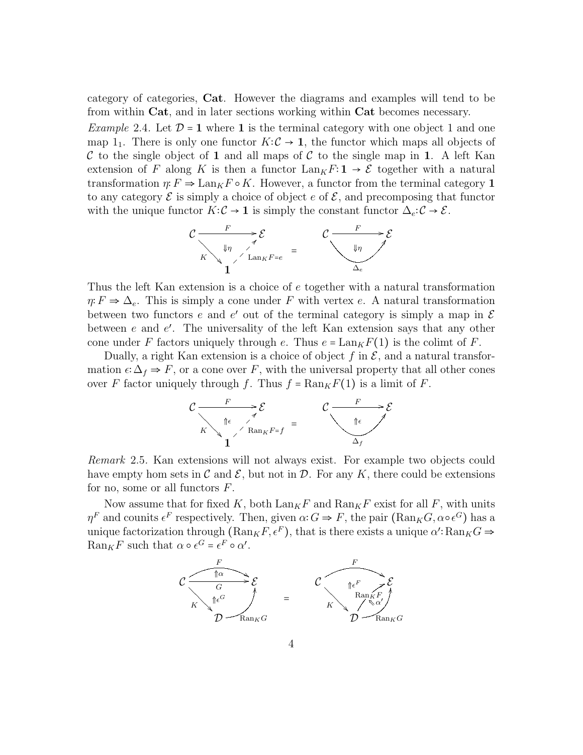category of categories, **Cat**. However the diagrams and examples will tend to be from within **Cat**, and in later sections working within **Cat** becomes necessary.

*Example* 2.4. Let $\mathcal{D} = \mathbf{1}$ where $\mathbf{1}$ is the terminal category with one object 1 and one map $1_1$. There is only one functor $K:\mathcal{C} \to \mathbf{1}$, the functor which maps all objects of $\mathcal{C}$ to the single object of $\mathbf{1}$ and all maps of $\mathcal{C}$ to the single map in $\mathbf{1}$. A left Kan extension of $F$ along $K$ is then a functor $\mathrm{Lan}_K F:\mathbf{1} \to \mathcal{E}$ together with a natural transformation $\eta: F \Rightarrow \mathrm{Lan}_K F \circ K$. However, a functor from the terminal category $\mathbf{1}$ to any category $\mathcal{E}$ is simply a choice of object $e$ of $\mathcal{E}$, and precomposing that functor with the unique functor $K:\mathcal{C} \to \mathbf{1}$ is simply the constant functor $\Delta_e:\mathcal{C} \to \mathcal{E}$.

$$\begin{array}{ccc} \mathcal{C} \xrightarrow{F} \mathcal{E},\ K:\mathcal{C}\to\mathbf{1},\ \mathrm{Lan}_K F = e : \mathbf{1} \dashrightarrow \mathcal{E},\ \Downarrow\eta & = & \mathcal{C} \underset{\Delta_e}{\overset{F}{\rightrightarrows}} \mathcal{E},\ \Downarrow\eta \end{array}$$

Thus the left Kan extension is a choice of $e$ together with a natural transformation $\eta: F \Rightarrow \Delta_e$. This is simply a cone under $F$ with vertex $e$. A natural transformation between two functors $e$ and $e'$ out of the terminal category is simply a map in $\mathcal{E}$ between $e$ and $e'$. The universality of the left Kan extension says that any other cone under $F$ factors uniquely through $e$. Thus $e = \mathrm{Lan}_K F(1)$ is the colimt of $F$.

Dually, a right Kan extension is a choice of object $f$ in $\mathcal{E}$, and a natural transformation $\epsilon: \Delta_f \Rightarrow F$, or a cone over $F$, with the universal property that all other cones over $F$ factor uniquely through $f$. Thus $f = \mathrm{Ran}_K F(1)$ is a limit of $F$.

$$\begin{array}{ccc} \mathcal{C} \xrightarrow{F} \mathcal{E},\ K:\mathcal{C}\to\mathbf{1},\ \mathrm{Ran}_K F = f : \mathbf{1} \dashrightarrow \mathcal{E},\ \Uparrow\epsilon & = & \mathcal{C} \underset{\Delta_f}{\overset{F}{\rightrightarrows}} \mathcal{E},\ \Uparrow\epsilon \end{array}$$

*Remark* 2.5. Kan extensions will not always exist. For example two objects could have empty hom sets in $\mathcal{C}$ and $\mathcal{E}$, but not in $\mathcal{D}$. For any $K$, there could be extensions for no, some or all functors $F$.

Now assume that for fixed $K$, both $\mathrm{Lan}_K F$ and $\mathrm{Ran}_K F$ exist for all $F$, with units $\eta^F$ and counits $\epsilon^F$ respectively. Then, given $\alpha: G \Rightarrow F$, the pair $(\mathrm{Ran}_K G, \alpha \circ \epsilon^G)$ has a unique factorization through $(\mathrm{Ran}_K F, \epsilon^F)$, that is there exists a unique $\alpha': \mathrm{Ran}_K G \Rightarrow \mathrm{Ran}_K F$ such that $\alpha \circ \epsilon^G = \epsilon^F \circ \alpha'$.

$$\begin{array}{ccc} \mathcal{C} \underset{G}{\overset{F}{\rightrightarrows}} \mathcal{E}\ (\Uparrow\alpha),\ K:\mathcal{C}\to\mathcal{D},\ \mathrm{Ran}_K G:\mathcal{D}\to\mathcal{E}\ (\Uparrow\epsilon^G) & = & \mathcal{C} \xrightarrow{F} \mathcal{E},\ K:\mathcal{C}\to\mathcal{D},\ \mathrm{Ran}_K F, \mathrm{Ran}_K G:\mathcal{D}\to\mathcal{E}\ (\Uparrow\epsilon^F,\ \Leftarrow\alpha') \end{array}$$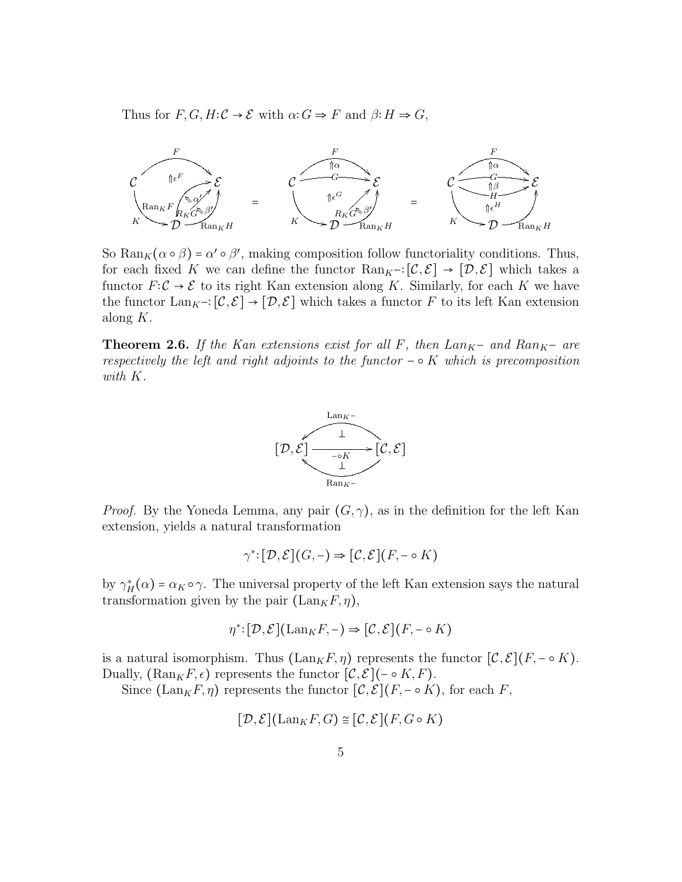Thus for $F, G, H: \mathcal{C} \to \mathcal{E}$ with $\alpha: G \Rightarrow F$ and $\beta: H \Rightarrow G$,

So $\mathrm{Ran}_K(\alpha \circ \beta) = \alpha' \circ \beta'$, making composition follow functoriality conditions. Thus, for each fixed $K$ we can define the functor $\mathrm{Ran}_K - : [\mathcal{C}, \mathcal{E}] \to [\mathcal{D}, \mathcal{E}]$ which takes a functor $F: \mathcal{C} \to \mathcal{E}$ to its right Kan extension along $K$. Similarly, for each $K$ we have the functor $\mathrm{Lan}_K - : [\mathcal{C}, \mathcal{E}] \to [\mathcal{D}, \mathcal{E}]$ which takes a functor $F$ to its left Kan extension along $K$.

**Theorem 2.6.** *If the Kan extensions exist for all $F$, then $Lan_K-$ and $Ran_K-$ are respectively the left and right adjoints to the functor $- \circ K$ which is precomposition with $K$.*

$$[\mathcal{D}, \mathcal{E}] \xrightarrow{- \circ K} [\mathcal{C}, \mathcal{E}], \quad \mathrm{Lan}_K - \dashv - \circ K \dashv \mathrm{Ran}_K -$$

*Proof.* By the Yoneda Lemma, any pair $(G, \gamma)$, as in the definition for the left Kan extension, yields a natural transformation

$$\gamma^*: [\mathcal{D}, \mathcal{E}](G, -) \Rightarrow [\mathcal{C}, \mathcal{E}](F, - \circ K)$$

by $\gamma^*_H(\alpha) = \alpha_K \circ \gamma$. The universal property of the left Kan extension says the natural transformation given by the pair $(\mathrm{Lan}_K F, \eta)$,

$$\eta^*: [\mathcal{D}, \mathcal{E}](\mathrm{Lan}_K F, -) \Rightarrow [\mathcal{C}, \mathcal{E}](F, - \circ K)$$

is a natural isomorphism. Thus $(\mathrm{Lan}_K F, \eta)$ represents the functor $[\mathcal{C}, \mathcal{E}](F, - \circ K)$. Dually, $(\mathrm{Ran}_K F, \epsilon)$ represents the functor $[\mathcal{C}, \mathcal{E}](- \circ K, F)$.

Since $(\mathrm{Lan}_K F, \eta)$ represents the functor $[\mathcal{C}, \mathcal{E}](F, - \circ K)$, for each $F$,

$$[\mathcal{D}, \mathcal{E}](\mathrm{Lan}_K F, G) \cong [\mathcal{C}, \mathcal{E}](F, G \circ K)$$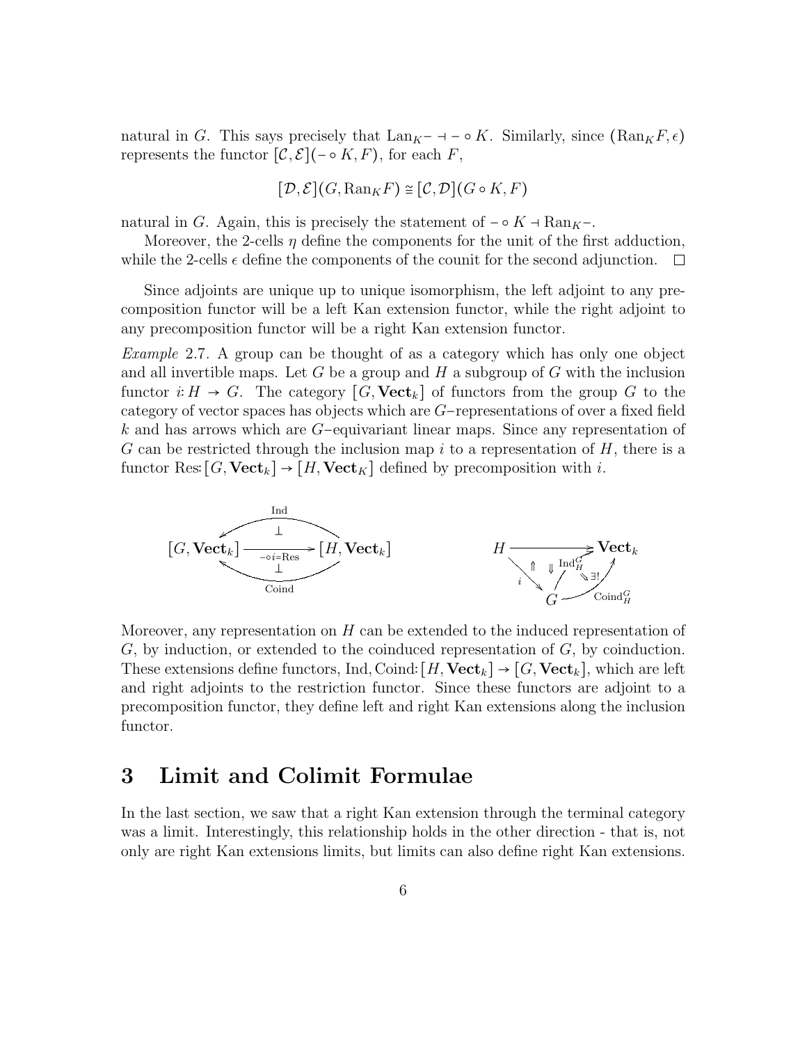natural in $G$. This says precisely that $\mathrm{Lan}_K - \dashv - \circ K$. Similarly, since $(\mathrm{Ran}_K F, \epsilon)$ represents the functor $[\mathcal{C}, \mathcal{E}](- \circ K, F)$, for each $F$,

$$[\mathcal{D}, \mathcal{E}](G, \mathrm{Ran}_K F) \cong [\mathcal{C}, \mathcal{D}](G \circ K, F)$$

natural in $G$. Again, this is precisely the statement of $- \circ K \dashv \mathrm{Ran}_K -$.

Moreover, the 2-cells $\eta$ define the components for the unit of the first adduction, while the 2-cells $\epsilon$ define the components of the counit for the second adjunction. □

Since adjoints are unique up to unique isomorphism, the left adjoint to any precomposition functor will be a left Kan extension functor, while the right adjoint to any precomposition functor will be a right Kan extension functor.

*Example* 2.7. A group can be thought of as a category which has only one object and all invertible maps. Let $G$ be a group and $H$ a subgroup of $G$ with the inclusion functor $i: H \to G$. The category $[G, \mathbf{Vect}_k]$ of functors from the group $G$ to the category of vector spaces has objects which are $G$–representations of over a fixed field $k$ and has arrows which are $G$–equivariant linear maps. Since any representation of $G$ can be restricted through the inclusion map $i$ to a representation of $H$, there is a functor $\mathrm{Res}: [G, \mathbf{Vect}_k] \to [H, \mathbf{Vect}_K]$ defined by precomposition with $i$.

$$[G, \mathbf{Vect}_k] \xrightarrow{- \circ i = \mathrm{Res}} [H, \mathbf{Vect}_k], \quad \mathrm{Ind} \dashv \mathrm{Res} \dashv \mathrm{Coind} \qquad\qquad H \to \mathbf{Vect}_k,\ i: H \to G,\ \mathrm{Ind}_H^G,\ \mathrm{Coind}_H^G: G \to \mathbf{Vect}_k,\ \exists!$$

Moreover, any representation on $H$ can be extended to the induced representation of $G$, by induction, or extended to the coinduced representation of $G$, by coinduction. These extensions define functors, $\mathrm{Ind}, \mathrm{Coind}: [H, \mathbf{Vect}_k] \to [G, \mathbf{Vect}_k]$, which are left and right adjoints to the restriction functor. Since these functors are adjoint to a precomposition functor, they define left and right Kan extensions along the inclusion functor.

# 3 Limit and Colimit Formulae

In the last section, we saw that a right Kan extension through the terminal category was a limit. Interestingly, this relationship holds in the other direction - that is, not only are right Kan extensions limits, but limits can also define right Kan extensions.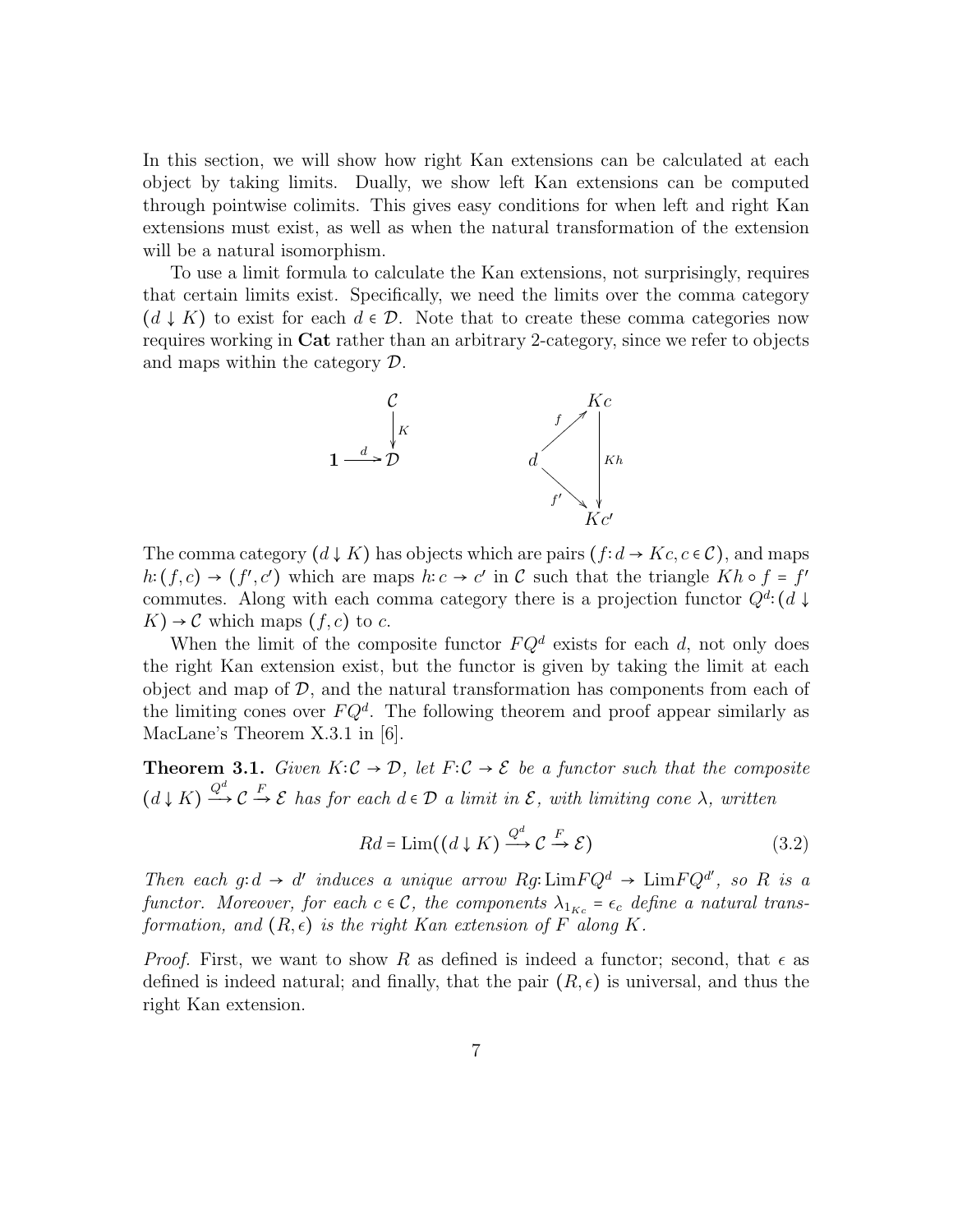In this section, we will show how right Kan extensions can be calculated at each object by taking limits. Dually, we show left Kan extensions can be computed through pointwise colimits. This gives easy conditions for when left and right Kan extensions must exist, as well as when the natural transformation of the extension will be a natural isomorphism.

To use a limit formula to calculate the Kan extensions, not surprisingly, requires that certain limits exist. Specifically, we need the limits over the comma category $(d \downarrow K)$ to exist for each $d \in \mathcal{D}$. Note that to create these comma categories now requires working in **Cat** rather than an arbitrary 2-category, since we refer to objects and maps within the category $\mathcal{D}$.

$$\begin{array}{ccc} & & \mathcal{C} \\ & & \downarrow K \\ \mathbf{1} & \xrightarrow{d} & \mathcal{D} \end{array} \qquad \begin{array}{ccc} & & Kc \\ & \nearrow^{f} & \\ d & & \downarrow Kh \\ & \searrow_{f'} & \\ & & Kc' \end{array}$$

The comma category $(d \downarrow K)$ has objects which are pairs $(f{:}\, d \to Kc, c \in \mathcal{C})$, and maps $h{:}\,(f, c) \to (f', c')$ which are maps $h{:}\, c \to c'$ in $\mathcal{C}$ such that the triangle $Kh \circ f = f'$ commutes. Along with each comma category there is a projection functor $Q^d{:}\,(d \downarrow K) \to \mathcal{C}$ which maps $(f, c)$ to $c$.

When the limit of the composite functor $FQ^d$ exists for each $d$, not only does the right Kan extension exist, but the functor is given by taking the limit at each object and map of $\mathcal{D}$, and the natural transformation has components from each of the limiting cones over $FQ^d$. The following theorem and proof appear similarly as MacLane's Theorem X.3.1 in [6].

**Theorem 3.1.** *Given $K{:}\mathcal{C} \to \mathcal{D}$, let $F{:}\mathcal{C} \to \mathcal{E}$ be a functor such that the composite $(d \downarrow K) \xrightarrow{Q^d} \mathcal{C} \xrightarrow{F} \mathcal{E}$ has for each $d \in \mathcal{D}$ a limit in $\mathcal{E}$, with limiting cone $\lambda$, written*

$$Rd = \mathrm{Lim}((d \downarrow K) \xrightarrow{Q^d} \mathcal{C} \xrightarrow{F} \mathcal{E}) \tag{3.2}$$

*Then each $g{:}\, d \to d'$ induces a unique arrow $Rg{:}\, \mathrm{Lim}FQ^d \to \mathrm{Lim}FQ^{d'}$, so $R$ is a functor. Moreover, for each $c \in \mathcal{C}$, the components $\lambda_{1_{Kc}} = \epsilon_c$ define a natural transformation, and $(R, \epsilon)$ is the right Kan extension of $F$ along $K$.*

*Proof.* First, we want to show $R$ as defined is indeed a functor; second, that $\epsilon$ as defined is indeed natural; and finally, that the pair $(R, \epsilon)$ is universal, and thus the right Kan extension.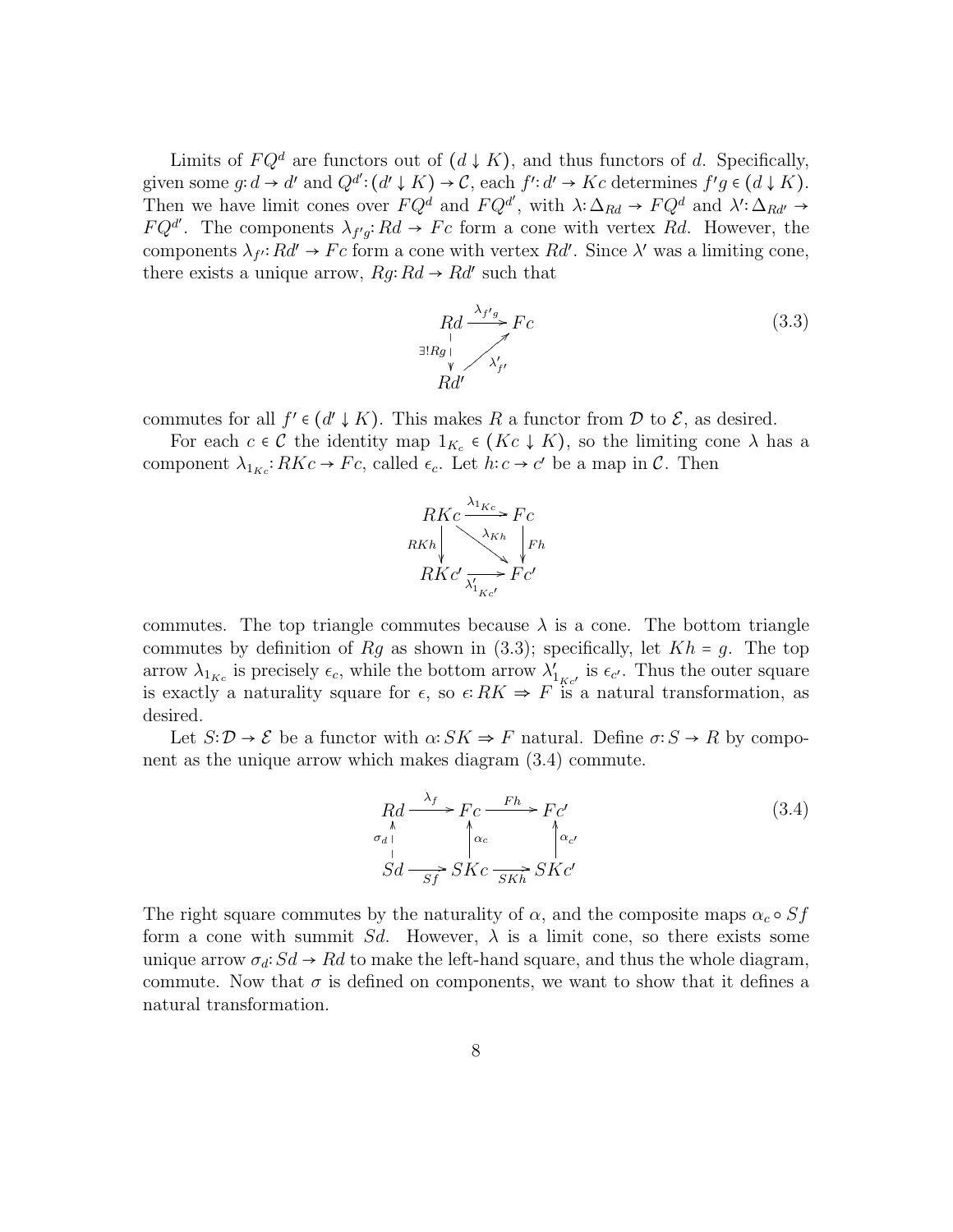Limits of $FQ^d$ are functors out of $(d \downarrow K)$, and thus functors of $d$. Specifically, given some $g: d \to d'$ and $Q^{d'}: (d' \downarrow K) \to \mathcal{C}$, each $f': d' \to Kc$ determines $f'g \in (d \downarrow K)$. Then we have limit cones over $FQ^d$ and $FQ^{d'}$, with $\lambda: \Delta_{Rd} \to FQ^d$ and $\lambda': \Delta_{Rd'} \to FQ^{d'}$. The components $\lambda_{f'g}: Rd \to Fc$ form a cone with vertex $Rd$. However, the components $\lambda_{f'}: Rd' \to Fc$ form a cone with vertex $Rd'$. Since $\lambda'$ was a limiting cone, there exists a unique arrow, $Rg: Rd \to Rd'$ such that

$$\begin{array}{ccc} Rd & \xrightarrow{\lambda_{f'g}} & Fc \\ {\scriptstyle \exists! Rg} \downarrow & \nearrow_{\lambda'_{f'}} & \\ Rd' & & \end{array} \tag{3.3}$$

commutes for all $f' \in (d' \downarrow K)$. This makes $R$ a functor from $\mathcal{D}$ to $\mathcal{E}$, as desired.

For each $c \in \mathcal{C}$ the identity map $1_{K_c} \in (Kc \downarrow K)$, so the limiting cone $\lambda$ has a component $\lambda_{1_{Kc}}: RKc \to Fc$, called $\epsilon_c$. Let $h: c \to c'$ be a map in $\mathcal{C}$. Then

$$\begin{array}{ccc} RKc & \xrightarrow{\lambda_{1_{Kc}}} & Fc \\ {\scriptstyle RKh} \downarrow & \searrow^{\lambda_{Kh}} & \downarrow {\scriptstyle Fh} \\ RKc' & \xrightarrow[\lambda'_{1_{Kc'}}]{} & Fc' \end{array}$$

commutes. The top triangle commutes because $\lambda$ is a cone. The bottom triangle commutes by definition of $Rg$ as shown in (3.3); specifically, let $Kh = g$. The top arrow $\lambda_{1_{Kc}}$ is precisely $\epsilon_c$, while the bottom arrow $\lambda'_{1_{Kc'}}$ is $\epsilon_{c'}$. Thus the outer square is exactly a naturality square for $\epsilon$, so $\epsilon: RK \Rightarrow F$ is a natural transformation, as desired.

Let $S: \mathcal{D} \to \mathcal{E}$ be a functor with $\alpha: SK \Rightarrow F$ natural. Define $\sigma: S \to R$ by component as the unique arrow which makes diagram (3.4) commute.

$$\begin{array}{ccccc} Rd & \xrightarrow{\lambda_f} & Fc & \xrightarrow{Fh} & Fc' \\ {\scriptstyle \sigma_d} \uparrow & & \uparrow {\scriptstyle \alpha_c} & & \uparrow {\scriptstyle \alpha_{c'}} \\ Sd & \xrightarrow[Sf]{} & SKc & \xrightarrow[SKh]{} & SKc' \end{array} \tag{3.4}$$

The right square commutes by the naturality of $\alpha$, and the composite maps $\alpha_c \circ Sf$ form a cone with summit $Sd$. However, $\lambda$ is a limit cone, so there exists some unique arrow $\sigma_d: Sd \to Rd$ to make the left-hand square, and thus the whole diagram, commute. Now that $\sigma$ is defined on components, we want to show that it defines a natural transformation.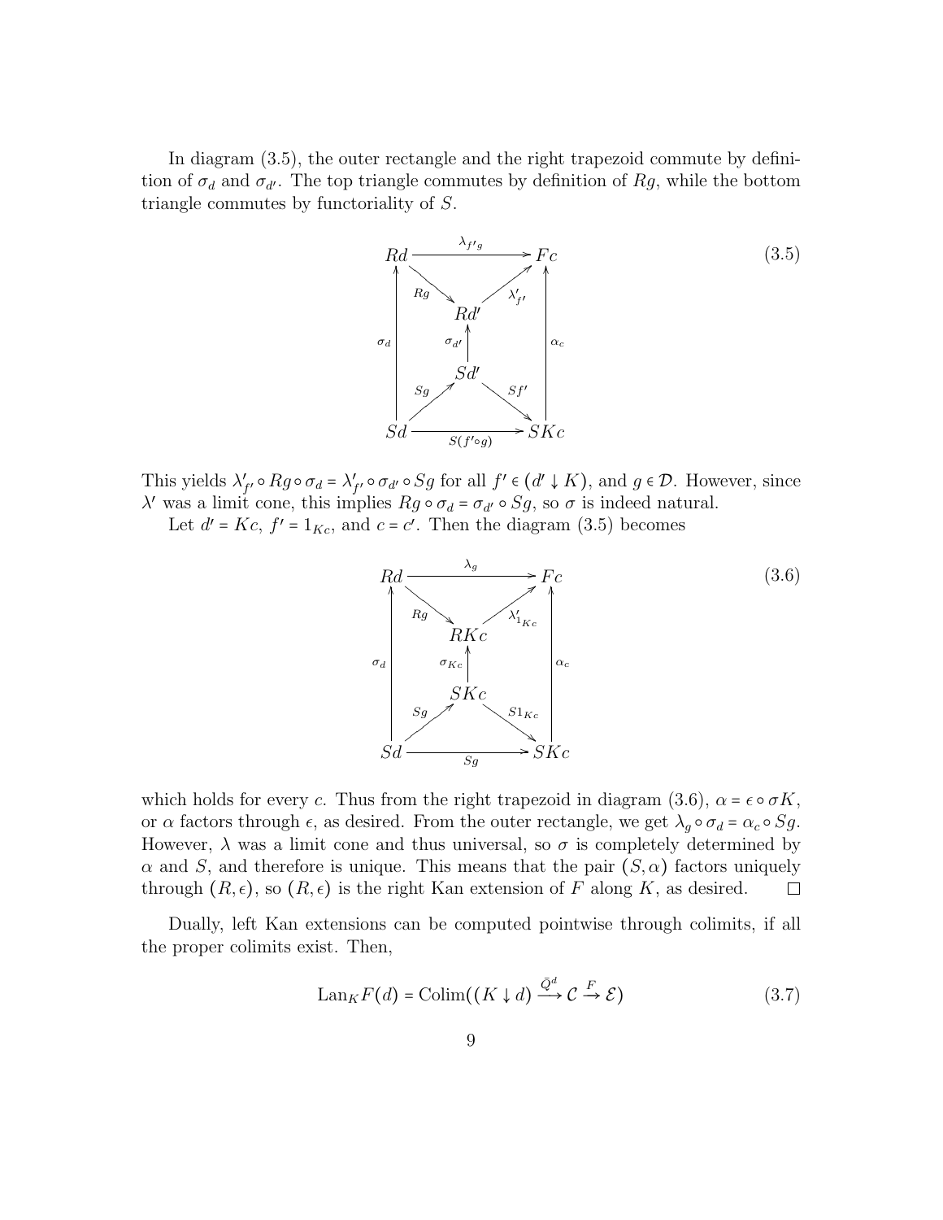In diagram (3.5), the outer rectangle and the right trapezoid commute by definition of $\sigma_d$ and $\sigma_{d'}$. The top triangle commutes by definition of $Rg$, while the bottom triangle commutes by functoriality of $S$.

$$\begin{array}{ccccc} Rd & & \xrightarrow{\lambda_{f'g}} & & Fc \\ & \searrow^{Rg} & & \nearrow^{\lambda'_{f'}} & \\ \uparrow{\sigma_d} & & Rd' & & \uparrow{\alpha_c} \\ & & \uparrow{\sigma_{d'}} & & \\ & & Sd' & & \\ & \nearrow^{Sg} & & \searrow^{Sf'} & \\ Sd & & \xrightarrow[S(f'\circ g)]{} & & SKc \end{array} \tag{3.5}$$

This yields $\lambda'_{f'} \circ Rg \circ \sigma_d = \lambda'_{f'} \circ \sigma_{d'} \circ Sg$ for all $f' \in (d' \downarrow K)$, and $g \in \mathcal{D}$. However, since $\lambda'$ was a limit cone, this implies $Rg \circ \sigma_d = \sigma_{d'} \circ Sg$, so $\sigma$ is indeed natural.

Let $d' = Kc$, $f' = 1_{Kc}$, and $c = c'$. Then the diagram (3.5) becomes

$$\begin{array}{ccccc} Rd & & \xrightarrow{\lambda_{g}} & & Fc \\ & \searrow^{Rg} & & \nearrow^{\lambda'_{1_{Kc}}} & \\ \uparrow{\sigma_d} & & RKc & & \uparrow{\alpha_c} \\ & & \uparrow{\sigma_{Kc}} & & \\ & & SKc & & \\ & \nearrow^{Sg} & & \searrow^{S1_{Kc}} & \\ Sd & & \xrightarrow[Sg]{} & & SKc \end{array} \tag{3.6}$$

which holds for every $c$. Thus from the right trapezoid in diagram (3.6), $\alpha = \epsilon \circ \sigma K$, or $\alpha$ factors through $\epsilon$, as desired. From the outer rectangle, we get $\lambda_g \circ \sigma_d = \alpha_c \circ Sg$. However, $\lambda$ was a limit cone and thus universal, so $\sigma$ is completely determined by $\alpha$ and $S$, and therefore is unique. This means that the pair $(S, \alpha)$ factors uniquely through $(R, \epsilon)$, so $(R, \epsilon)$ is the right Kan extension of $F$ along $K$, as desired. □

Dually, left Kan extensions can be computed pointwise through colimits, if all the proper colimits exist. Then,

$$\mathrm{Lan}_K F(d) = \mathrm{Colim}\big((K \downarrow d) \xrightarrow{\bar{Q}^d} \mathcal{C} \xrightarrow{F} \mathcal{E}\big) \tag{3.7}$$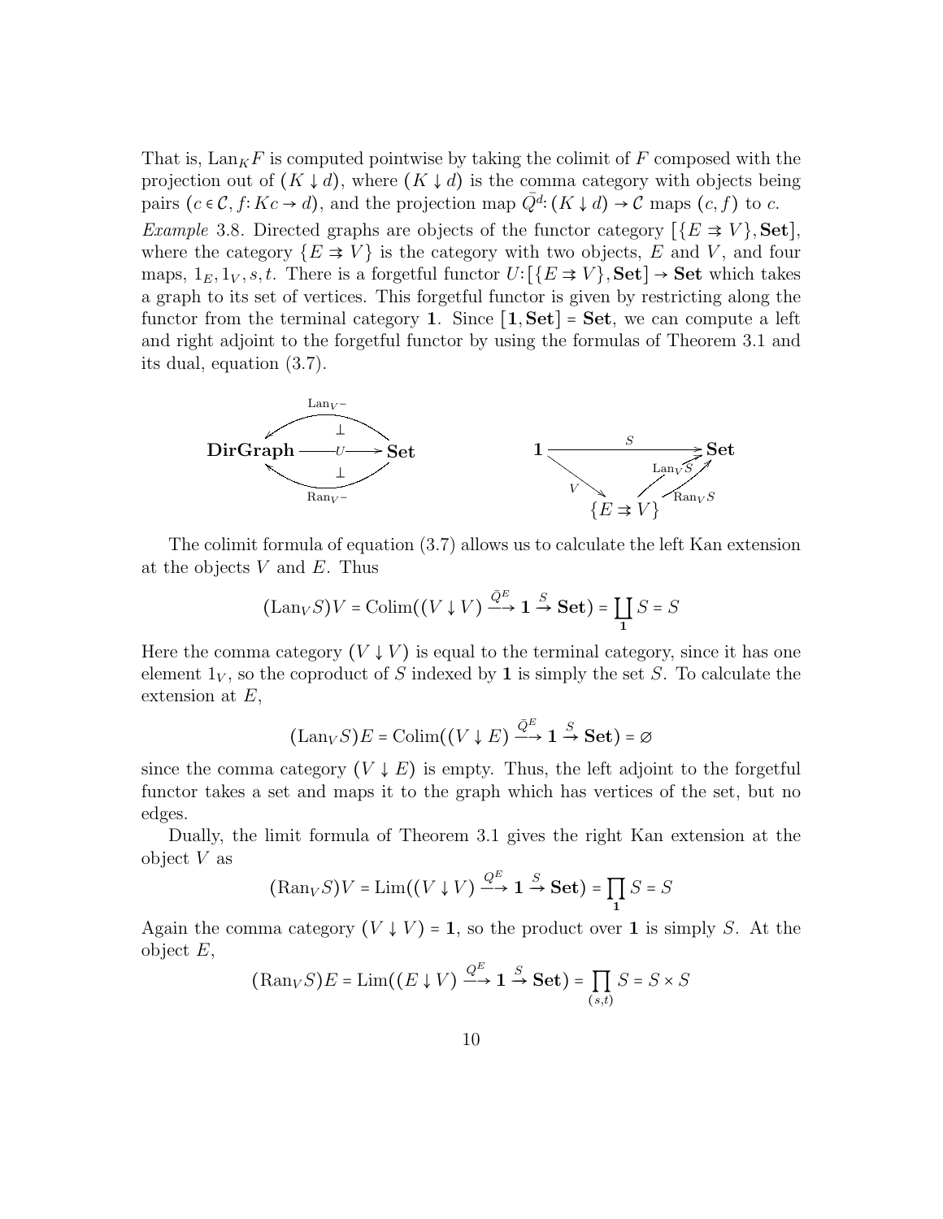That is, $\mathrm{Lan}_K F$ is computed pointwise by taking the colimit of $F$ composed with the projection out of $(K \downarrow d)$, where $(K \downarrow d)$ is the comma category with objects being pairs $(c \in \mathcal{C}, f\colon Kc \to d)$, and the projection map $\bar{Q}^d\colon (K \downarrow d) \to \mathcal{C}$ maps $(c, f)$ to $c$.

*Example* 3.8. Directed graphs are objects of the functor category $[\{E \rightrightarrows V\}, \mathbf{Set}]$, where the category $\{E \rightrightarrows V\}$ is the category with two objects, $E$ and $V$, and four maps, $1_E, 1_V, s, t$. There is a forgetful functor $U\colon [\{E \rightrightarrows V\}, \mathbf{Set}] \to \mathbf{Set}$ which takes a graph to its set of vertices. This forgetful functor is given by restricting along the functor from the terminal category $\mathbf{1}$. Since $[\mathbf{1}, \mathbf{Set}] = \mathbf{Set}$, we can compute a left and right adjoint to the forgetful functor by using the formulas of Theorem 3.1 and its dual, equation (3.7).

$$\mathbf{DirGraph} \underset{\mathrm{Ran}_V -}{\overset{\mathrm{Lan}_V -}{\rightleftarrows}} \mathbf{Set} \quad (U\colon \mathbf{DirGraph} \to \mathbf{Set},\ \mathrm{Lan}_V - \dashv U \dashv \mathrm{Ran}_V -)$$

$$\mathbf{1} \xrightarrow{S} \mathbf{Set}, \quad V\colon \mathbf{1} \to \{E \rightrightarrows V\}, \quad \mathrm{Lan}_V S, \mathrm{Ran}_V S\colon \{E \rightrightarrows V\} \to \mathbf{Set}$$

The colimit formula of equation (3.7) allows us to calculate the left Kan extension at the objects $V$ and $E$. Thus

$$(\mathrm{Lan}_V S)V = \mathrm{Colim}((V \downarrow V) \xrightarrow{\bar{Q}^E} \mathbf{1} \xrightarrow{S} \mathbf{Set}) = \coprod_{\mathbf{1}} S = S$$

Here the comma category $(V \downarrow V)$ is equal to the terminal category, since it has one element $1_V$, so the coproduct of $S$ indexed by $\mathbf{1}$ is simply the set $S$. To calculate the extension at $E$,

$$(\mathrm{Lan}_V S)E = \mathrm{Colim}((V \downarrow E) \xrightarrow{\bar{Q}^E} \mathbf{1} \xrightarrow{S} \mathbf{Set}) = \varnothing$$

since the comma category $(V \downarrow E)$ is empty. Thus, the left adjoint to the forgetful functor takes a set and maps it to the graph which has vertices of the set, but no edges.

Dually, the limit formula of Theorem 3.1 gives the right Kan extension at the object $V$ as

$$(\mathrm{Ran}_V S)V = \mathrm{Lim}((V \downarrow V) \xrightarrow{Q^E} \mathbf{1} \xrightarrow{S} \mathbf{Set}) = \prod_{\mathbf{1}} S = S$$

Again the comma category $(V \downarrow V) = \mathbf{1}$, so the product over $\mathbf{1}$ is simply $S$. At the object $E$,

$$(\mathrm{Ran}_V S)E = \mathrm{Lim}((E \downarrow V) \xrightarrow{Q^E} \mathbf{1} \xrightarrow{S} \mathbf{Set}) = \prod_{(s,t)} S = S \times S$$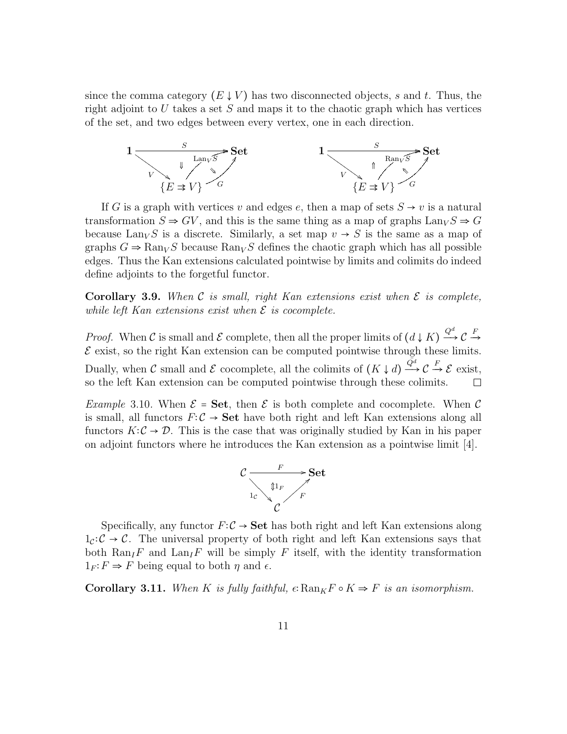since the comma category $(E \downarrow V)$ has two disconnected objects, $s$ and $t$. Thus, the right adjoint to $U$ takes a set $S$ and maps it to the chaotic graph which has vertices of the set, and two edges between every vertex, one in each direction.

$$\begin{array}{ccc} \mathbf{1} \xrightarrow{S} \mathbf{Set} & \quad & \mathbf{1} \xrightarrow{S} \mathbf{Set} \\ V \searrow \ \Downarrow \ \nearrow \mathrm{Lan}_V S \quad \Searrow \ G & & V \searrow \ \Uparrow \ \nearrow \mathrm{Ran}_V S \quad \Nwarrow \ G \\ \{E \rightrightarrows V\} & & \{E \rightrightarrows V\} \end{array}$$

If $G$ is a graph with vertices $v$ and edges $e$, then a map of sets $S \to v$ is a natural transformation $S \Rightarrow GV$, and this is the same thing as a map of graphs $\mathrm{Lan}_V S \Rightarrow G$ because $\mathrm{Lan}_V S$ is a discrete. Similarly, a set map $v \to S$ is the same as a map of graphs $G \Rightarrow \mathrm{Ran}_V S$ because $\mathrm{Ran}_V S$ defines the chaotic graph which has all possible edges. Thus the Kan extensions calculated pointwise by limits and colimits do indeed define adjoints to the forgetful functor.

**Corollary 3.9.** *When $\mathcal{C}$ is small, right Kan extensions exist when $\mathcal{E}$ is complete, while left Kan extensions exist when $\mathcal{E}$ is cocomplete.*

*Proof.* When $\mathcal{C}$ is small and $\mathcal{E}$ complete, then all the proper limits of $(d \downarrow K) \xrightarrow{Q^d} \mathcal{C} \xrightarrow{F} \mathcal{E}$ exist, so the right Kan extension can be computed pointwise through these limits. Dually, when $\mathcal{C}$ small and $\mathcal{E}$ cocomplete, all the colimits of $(K \downarrow d) \xrightarrow{Q^d} \mathcal{C} \xrightarrow{F} \mathcal{E}$ exist, so the left Kan extension can be computed pointwise through these colimits. ◻

*Example* 3.10. When $\mathcal{E} = \mathbf{Set}$, then $\mathcal{E}$ is both complete and cocomplete. When $\mathcal{C}$ is small, all functors $F: \mathcal{C} \to \mathbf{Set}$ have both right and left Kan extensions along all functors $K: \mathcal{C} \to \mathcal{D}$. This is the case that was originally studied by Kan in his paper on adjoint functors where he introduces the Kan extension as a pointwise limit [4].

$$\begin{array}{c} \mathcal{C} \xrightarrow{F} \mathbf{Set} \\ 1_{\mathcal{C}} \searrow \ \Updownarrow 1_F \ \nearrow F \\ \mathcal{C} \end{array}$$

Specifically, any functor $F: \mathcal{C} \to \mathbf{Set}$ has both right and left Kan extensions along $1_{\mathcal{C}}: \mathcal{C} \to \mathcal{C}$. The universal property of both right and left Kan extensions says that both $\mathrm{Ran}_I F$ and $\mathrm{Lan}_I F$ will be simply $F$ itself, with the identity transformation $1_F: F \Rightarrow F$ being equal to both $\eta$ and $\epsilon$.

**Corollary 3.11.** *When $K$ is fully faithful, $\epsilon: \mathrm{Ran}_K F \circ K \Rightarrow F$ is an isomorphism.*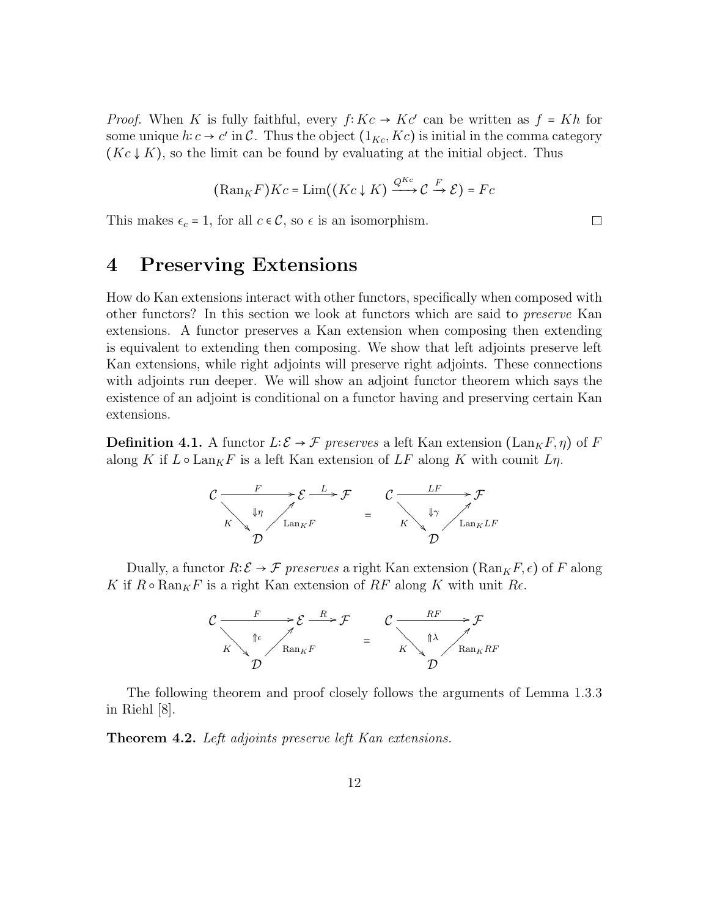*Proof.* When $K$ is fully faithful, every $f\colon Kc \to Kc'$ can be written as $f = Kh$ for some unique $h\colon c \to c'$ in $\mathcal{C}$. Thus the object $(1_{Kc}, Kc)$ is initial in the comma category $(Kc \downarrow K)$, so the limit can be found by evaluating at the initial object. Thus

$$(\mathrm{Ran}_K F)Kc = \mathrm{Lim}((Kc \downarrow K) \xrightarrow{Q^{Kc}} \mathcal{C} \xrightarrow{F} \mathcal{E}) = Fc$$

This makes $\epsilon_c = 1$, for all $c \in \mathcal{C}$, so $\epsilon$ is an isomorphism. □

# 4 Preserving Extensions

How do Kan extensions interact with other functors, specifically when composed with other functors? In this section we look at functors which are said to *preserve* Kan extensions. A functor preserves a Kan extension when composing then extending is equivalent to extending then composing. We show that left adjoints preserve left Kan extensions, while right adjoints will preserve right adjoints. These connections with adjoints run deeper. We will show an adjoint functor theorem which says the existence of an adjoint is conditional on a functor having and preserving certain Kan extensions.

**Definition 4.1.** A functor $L\colon\mathcal{E} \to \mathcal{F}$ *preserves* a left Kan extension $(\mathrm{Lan}_K F, \eta)$ of $F$ along $K$ if $L \circ \mathrm{Lan}_K F$ is a left Kan extension of $LF$ along $K$ with counit $L\eta$.

$$\begin{array}{ccc} \mathcal{C} \xrightarrow{F} \mathcal{E} \xrightarrow{L} \mathcal{F} & & \mathcal{C} \xrightarrow{LF} \mathcal{F} \\ {\scriptstyle K}\searrow \quad \Downarrow\eta \quad \nearrow{\scriptstyle \mathrm{Lan}_K F} & = & {\scriptstyle K}\searrow \quad \Downarrow\gamma \quad \nearrow{\scriptstyle \mathrm{Lan}_K LF} \\ \mathcal{D} & & \mathcal{D} \end{array}$$

Dually, a functor $R\colon\mathcal{E} \to \mathcal{F}$ *preserves* a right Kan extension $(\mathrm{Ran}_K F, \epsilon)$ of $F$ along $K$ if $R \circ \mathrm{Ran}_K F$ is a right Kan extension of $RF$ along $K$ with unit $R\epsilon$.

$$\begin{array}{ccc} \mathcal{C} \xrightarrow{F} \mathcal{E} \xrightarrow{R} \mathcal{F} & & \mathcal{C} \xrightarrow{RF} \mathcal{F} \\ {\scriptstyle K}\searrow \quad \Uparrow\epsilon \quad \nearrow{\scriptstyle \mathrm{Ran}_K F} & = & {\scriptstyle K}\searrow \quad \Uparrow\lambda \quad \nearrow{\scriptstyle \mathrm{Ran}_K RF} \\ \mathcal{D} & & \mathcal{D} \end{array}$$

The following theorem and proof closely follows the arguments of Lemma 1.3.3 in Riehl [8].

**Theorem 4.2.** *Left adjoints preserve left Kan extensions.*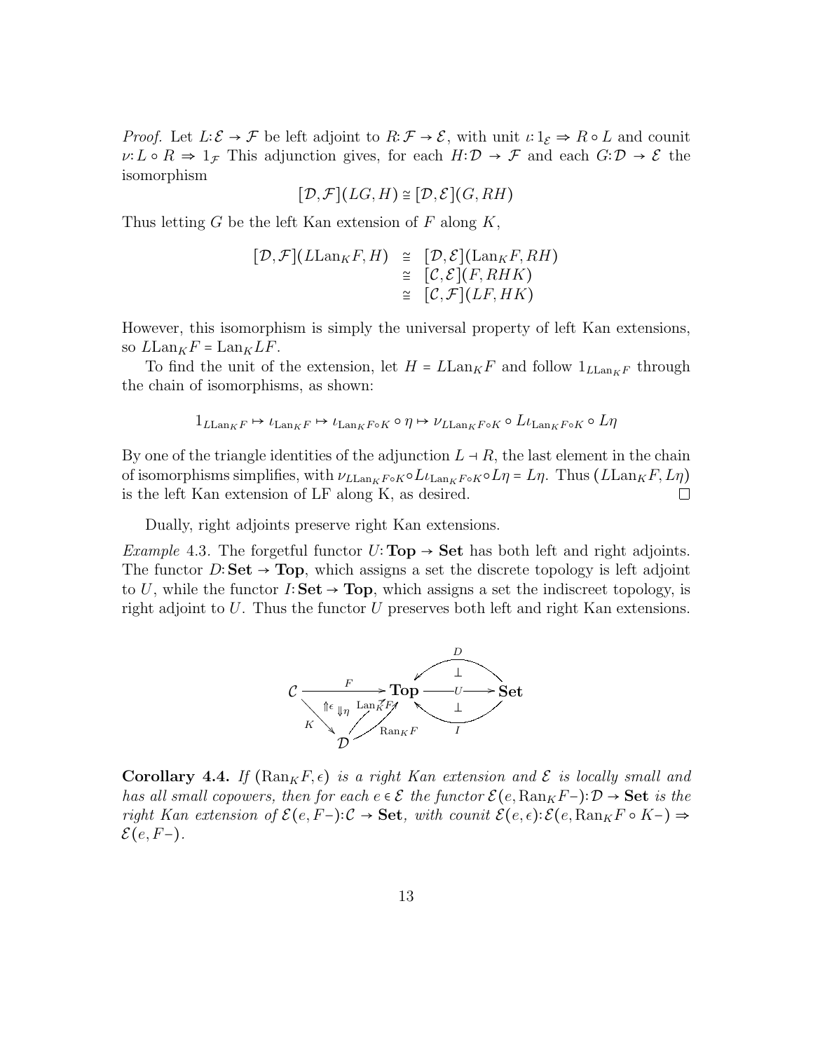*Proof.* Let $L: \mathcal{E} \to \mathcal{F}$ be left adjoint to $R: \mathcal{F} \to \mathcal{E}$, with unit $\iota: 1_{\mathcal{E}} \Rightarrow R \circ L$ and counit $\nu: L \circ R \Rightarrow 1_{\mathcal{F}}$ This adjunction gives, for each $H: \mathcal{D} \to \mathcal{F}$ and each $G: \mathcal{D} \to \mathcal{E}$ the isomorphism

$$[\mathcal{D}, \mathcal{F}](LG, H) \cong [\mathcal{D}, \mathcal{E}](G, RH)$$

Thus letting $G$ be the left Kan extension of $F$ along $K$,

$$\begin{aligned}
[\mathcal{D}, \mathcal{F}](L\mathrm{Lan}_K F, H) &\cong [\mathcal{D}, \mathcal{E}](\mathrm{Lan}_K F, RH) \\
&\cong [\mathcal{C}, \mathcal{E}](F, RHK) \\
&\cong [\mathcal{C}, \mathcal{F}](LF, HK)
\end{aligned}$$

However, this isomorphism is simply the universal property of left Kan extensions, so $L\mathrm{Lan}_K F = \mathrm{Lan}_K LF$.

To find the unit of the extension, let $H = L\mathrm{Lan}_K F$ and follow $1_{L\mathrm{Lan}_K F}$ through the chain of isomorphisms, as shown:

$$1_{L\mathrm{Lan}_K F} \mapsto \iota_{\mathrm{Lan}_K F} \mapsto \iota_{\mathrm{Lan}_K F \circ K} \circ \eta \mapsto \nu_{L\mathrm{Lan}_K F \circ K} \circ L\iota_{\mathrm{Lan}_K F \circ K} \circ L\eta$$

By one of the triangle identities of the adjunction $L \dashv R$, the last element in the chain of isomorphisms simplifies, with $\nu_{L\mathrm{Lan}_K F \circ K} \circ L\iota_{\mathrm{Lan}_K F \circ K} \circ L\eta = L\eta$. Thus $(L\mathrm{Lan}_K F, L\eta)$ is the left Kan extension of LF along K, as desired. □

Dually, right adjoints preserve right Kan extensions.

*Example* 4.3. The forgetful functor $U: \mathbf{Top} \to \mathbf{Set}$ has both left and right adjoints. The functor $D: \mathbf{Set} \to \mathbf{Top}$, which assigns a set the discrete topology is left adjoint to $U$, while the functor $I: \mathbf{Set} \to \mathbf{Top}$, which assigns a set the indiscreet topology, is right adjoint to $U$. Thus the functor $U$ preserves both left and right Kan extensions.

**Corollary 4.4.** *If* $(\mathrm{Ran}_K F, \epsilon)$ *is a right Kan extension and* $\mathcal{E}$ *is locally small and has all small copowers, then for each* $e \in \mathcal{E}$ *the functor* $\mathcal{E}(e, \mathrm{Ran}_K F-): \mathcal{D} \to \mathbf{Set}$ *is the right Kan extension of* $\mathcal{E}(e, F-): \mathcal{C} \to \mathbf{Set}$*, with counit* $\mathcal{E}(e, \epsilon): \mathcal{E}(e, \mathrm{Ran}_K F \circ K-) \Rightarrow \mathcal{E}(e, F-)$*.*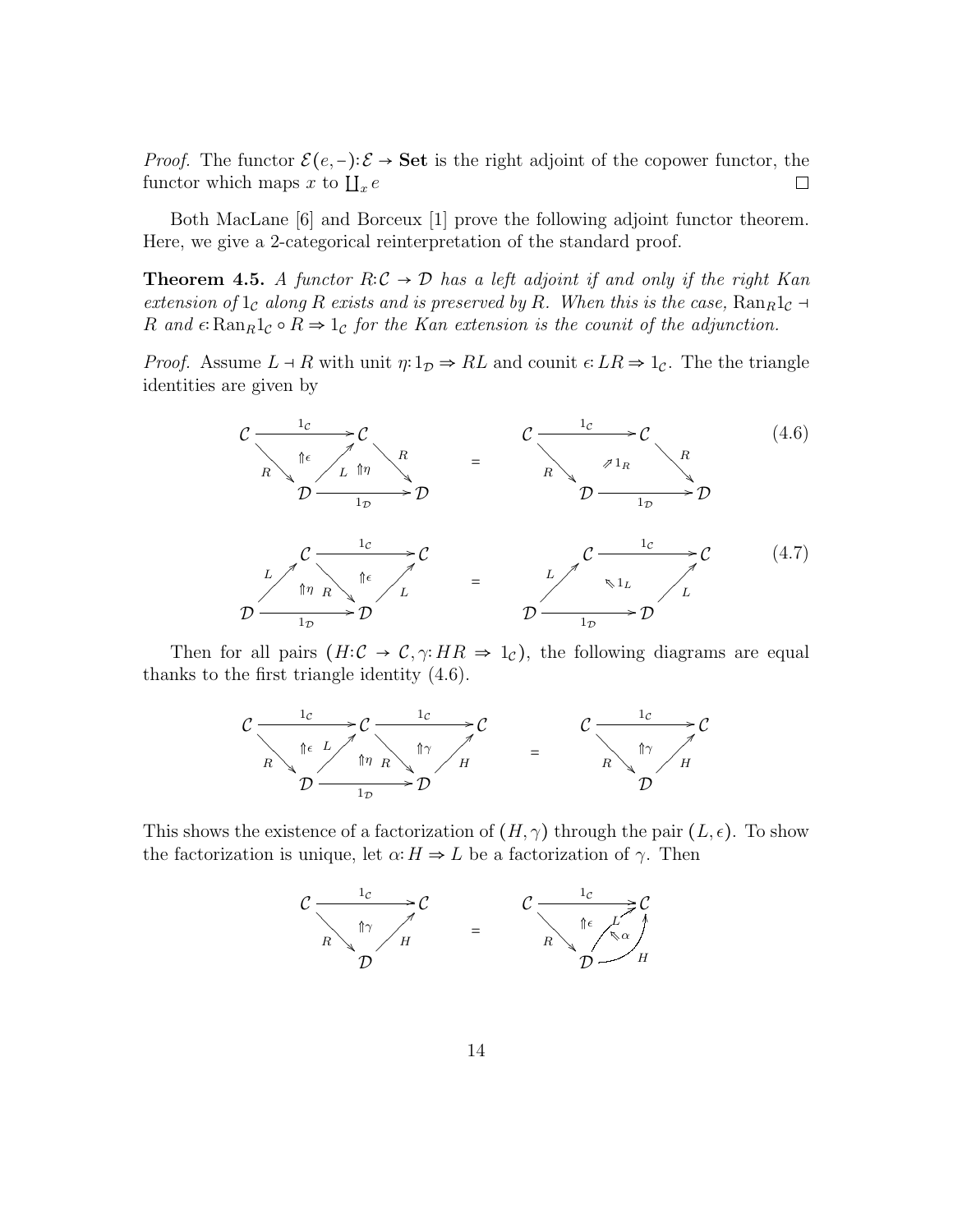*Proof.* The functor $\mathcal{E}(e,-)\colon \mathcal{E} \to \mathbf{Set}$ is the right adjoint of the copower functor, the functor which maps $x$ to $\coprod_x e$ □

Both MacLane [6] and Borceux [1] prove the following adjoint functor theorem. Here, we give a 2-categorical reinterpretation of the standard proof.

**Theorem 4.5.** *A functor $R\colon \mathcal{C} \to \mathcal{D}$ has a left adjoint if and only if the right Kan extension of $1_{\mathcal{C}}$ along $R$ exists and is preserved by $R$. When this is the case, $\mathrm{Ran}_R 1_{\mathcal{C}} \dashv R$ and $\epsilon\colon \mathrm{Ran}_R 1_{\mathcal{C}} \circ R \Rightarrow 1_{\mathcal{C}}$ for the Kan extension is the counit of the adjunction.*

*Proof.* Assume $L \dashv R$ with unit $\eta\colon 1_{\mathcal{D}} \Rightarrow RL$ and counit $\epsilon\colon LR \Rightarrow 1_{\mathcal{C}}$. The the triangle identities are given by

$$
\begin{array}{ccc}
\mathcal{C} \xrightarrow{1_{\mathcal{C}}} \mathcal{C},\ R\colon \mathcal{C}\to\mathcal{D},\ \Uparrow\epsilon,\ L\colon \mathcal{D}\to\mathcal{C},\ \Uparrow\eta,\ R\colon \mathcal{C}\to\mathcal{D},\ \mathcal{D}\xrightarrow{1_{\mathcal{D}}}\mathcal{D} & = & \mathcal{C} \xrightarrow{1_{\mathcal{C}}} \mathcal{C},\ R,\ R,\ \nearrow 1_R,\ \mathcal{D}\xrightarrow{1_{\mathcal{D}}}\mathcal{D}
\end{array} \tag{4.6}
$$

$$
\begin{array}{ccc}
\mathcal{D}\xrightarrow{1_{\mathcal{D}}}\mathcal{D},\ L\colon \mathcal{D}\to\mathcal{C},\ \Uparrow\eta,\ R,\ \Uparrow\epsilon,\ \mathcal{C}\xrightarrow{1_{\mathcal{C}}}\mathcal{C},\ L & = & \mathcal{D}\xrightarrow{1_{\mathcal{D}}}\mathcal{D},\ L,\ \nwarrow 1_L,\ \mathcal{C}\xrightarrow{1_{\mathcal{C}}}\mathcal{C},\ L
\end{array} \tag{4.7}
$$

Then for all pairs $(H\colon \mathcal{C} \to \mathcal{C}, \gamma\colon HR \Rightarrow 1_{\mathcal{C}})$, the following diagrams are equal thanks to the first triangle identity (4.6).

$$
\mathcal{C}\xrightarrow{1_{\mathcal{C}}}\mathcal{C}\xrightarrow{1_{\mathcal{C}}}\mathcal{C},\ R,\ \Uparrow\epsilon,\ L,\ \Uparrow\eta,\ R,\ \Uparrow\gamma,\ H,\ \mathcal{D}\xrightarrow{1_{\mathcal{D}}}\mathcal{D} \quad = \quad \mathcal{C}\xrightarrow{1_{\mathcal{C}}}\mathcal{C},\ R,\ \Uparrow\gamma,\ H,\ \mathcal{D}
$$

This shows the existence of a factorization of $(H, \gamma)$ through the pair $(L, \epsilon)$. To show the factorization is unique, let $\alpha\colon H \Rightarrow L$ be a factorization of $\gamma$. Then

$$
\mathcal{C}\xrightarrow{1_{\mathcal{C}}}\mathcal{C},\ R,\ \Uparrow\gamma,\ H,\ \mathcal{D} \quad = \quad \mathcal{C}\xrightarrow{1_{\mathcal{C}}}\mathcal{C},\ R,\ \Uparrow\epsilon,\ L,\ \nwarrow\alpha,\ H,\ \mathcal{D}
$$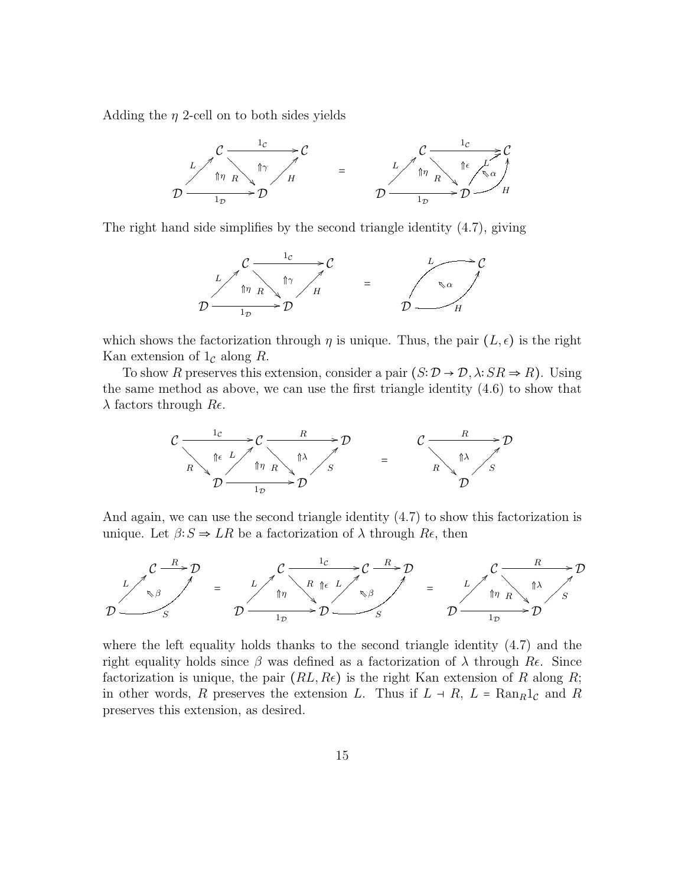Adding the $\eta$ 2-cell on to both sides yields

$$
\begin{array}{ccc}
\text{(diagram: } \mathcal{D} \xrightarrow{L} \mathcal{C} \xrightarrow{1_\mathcal{C}} \mathcal{C},\ \mathcal{C} \xrightarrow{R} \mathcal{D},\ \mathcal{D} \xrightarrow{1_\mathcal{D}} \mathcal{D} \xrightarrow{H} \mathcal{C},\ \Uparrow\eta,\ \Uparrow\gamma) & = & \text{(diagram: } \mathcal{D} \xrightarrow{L} \mathcal{C} \xrightarrow{1_\mathcal{C}} \mathcal{C},\ \mathcal{C} \xrightarrow{R} \mathcal{D},\ \mathcal{D} \xrightarrow{1_\mathcal{D}} \mathcal{D},\ \mathcal{D} \xrightarrow{L} \mathcal{C},\ \mathcal{D} \xrightarrow{H} \mathcal{C},\ \Uparrow\eta,\ \Uparrow\epsilon,\ \Leftarrow\alpha)
\end{array}
$$

The right hand side simplifies by the second triangle identity (4.7), giving

$$
\begin{array}{ccc}
\text{(diagram: } \mathcal{D} \xrightarrow{L} \mathcal{C} \xrightarrow{1_\mathcal{C}} \mathcal{C},\ \mathcal{C} \xrightarrow{R} \mathcal{D},\ \mathcal{D} \xrightarrow{1_\mathcal{D}} \mathcal{D} \xrightarrow{H} \mathcal{C},\ \Uparrow\eta,\ \Uparrow\gamma) & = & \text{(diagram: } \mathcal{D} \xrightarrow{L} \mathcal{C},\ \mathcal{D} \xrightarrow{H} \mathcal{C},\ \Leftarrow\alpha)
\end{array}
$$

which shows the factorization through $\eta$ is unique. Thus, the pair $(L, \epsilon)$ is the right Kan extension of $1_\mathcal{C}$ along $R$.

To show $R$ preserves this extension, consider a pair $(S: \mathcal{D} \to \mathcal{D}, \lambda: SR \Rightarrow R)$. Using the same method as above, we can use the first triangle identity (4.6) to show that $\lambda$ factors through $R\epsilon$.

$$
\begin{array}{ccc}
\text{(diagram: } \mathcal{C} \xrightarrow{1_\mathcal{C}} \mathcal{C} \xrightarrow{R} \mathcal{D},\ \mathcal{C} \xrightarrow{R} \mathcal{D} \xrightarrow{L} \mathcal{C},\ \mathcal{C} \xrightarrow{R} \mathcal{D},\ \mathcal{D} \xrightarrow{1_\mathcal{D}} \mathcal{D} \xrightarrow{S} \mathcal{D},\ \Uparrow\epsilon,\ \Uparrow\eta,\ \Uparrow\lambda) & = & \text{(diagram: } \mathcal{C} \xrightarrow{R} \mathcal{D},\ \mathcal{C} \xrightarrow{R} \mathcal{D} \xrightarrow{S} \mathcal{D},\ \Uparrow\lambda)
\end{array}
$$

And again, we can use the second triangle identity (4.7) to show this factorization is unique. Let $\beta: S \Rightarrow LR$ be a factorization of $\lambda$ through $R\epsilon$, then

$$
\begin{array}{ccccc}
\text{(diagram: } \mathcal{D} \xrightarrow{L} \mathcal{C} \xrightarrow{R} \mathcal{D},\ \mathcal{D} \xrightarrow{S} \mathcal{D},\ \Leftarrow\beta) & = & \text{(diagram: } \mathcal{D} \xrightarrow{L} \mathcal{C} \xrightarrow{1_\mathcal{C}} \mathcal{C} \xrightarrow{R} \mathcal{D},\ \mathcal{C} \xrightarrow{R} \mathcal{D} \xrightarrow{L} \mathcal{C},\ \mathcal{D} \xrightarrow{1_\mathcal{D}} \mathcal{D},\ \mathcal{D} \xrightarrow{S} \mathcal{D},\ \Uparrow\eta,\ \Uparrow\epsilon,\ \Leftarrow\beta) & = & \text{(diagram: } \mathcal{D} \xrightarrow{L} \mathcal{C} \xrightarrow{R} \mathcal{D},\ \mathcal{C} \xrightarrow{R} \mathcal{D},\ \mathcal{D} \xrightarrow{1_\mathcal{D}} \mathcal{D} \xrightarrow{S} \mathcal{D},\ \Uparrow\eta,\ \Uparrow\lambda)
\end{array}
$$

where the left equality holds thanks to the second triangle identity (4.7) and the right equality holds since $\beta$ was defined as a factorization of $\lambda$ through $R\epsilon$. Since factorization is unique, the pair $(RL, R\epsilon)$ is the right Kan extension of $R$ along $R$; in other words, $R$ preserves the extension $L$. Thus if $L \dashv R$, $L = \mathrm{Ran}_R 1_\mathcal{C}$ and $R$ preserves this extension, as desired.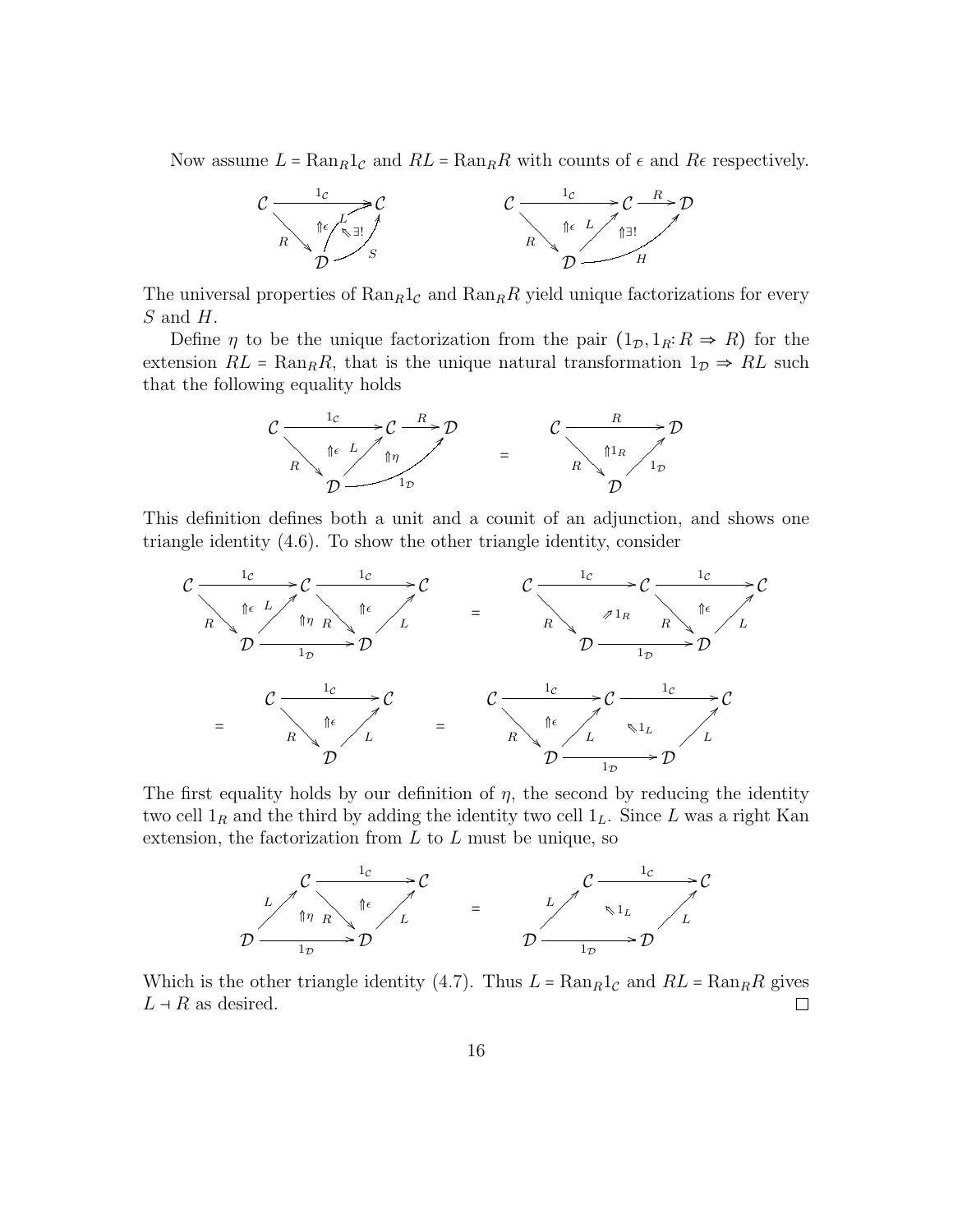Now assume $L = \mathrm{Ran}_R 1_{\mathcal{C}}$ and $RL = \mathrm{Ran}_R R$ with counts of $\epsilon$ and $R\epsilon$ respectively.

$$\mathcal{C} \xrightarrow{1_{\mathcal{C}}} \mathcal{C} \quad (\Uparrow\epsilon,\ R: \mathcal{C}\to\mathcal{D},\ L: \mathcal{D}\to\mathcal{C},\ S: \mathcal{D}\to\mathcal{C},\ \Leftarrow\exists!) \qquad \mathcal{C} \xrightarrow{1_{\mathcal{C}}} \mathcal{C} \xrightarrow{R} \mathcal{D} \quad (\Uparrow\epsilon,\ R,\ L,\ H: \mathcal{D}\to\mathcal{D},\ \Uparrow\exists!)$$

The universal properties of $\mathrm{Ran}_R 1_{\mathcal{C}}$ and $\mathrm{Ran}_R R$ yield unique factorizations for every $S$ and $H$.

Define $\eta$ to be the unique factorization from the pair $(1_{\mathcal{D}}, 1_R\colon R \Rightarrow R)$ for the extension $RL = \mathrm{Ran}_R R$, that is the unique natural transformation $1_{\mathcal{D}} \Rightarrow RL$ such that the following equality holds

$$\left(\mathcal{C} \xrightarrow{1_{\mathcal{C}}} \mathcal{C} \xrightarrow{R} \mathcal{D};\ \Uparrow\epsilon,\ \Uparrow\eta,\ R,\ L,\ 1_{\mathcal{D}}\right) = \left(\mathcal{C} \xrightarrow{R} \mathcal{D};\ \Uparrow 1_R,\ R,\ 1_{\mathcal{D}}\right)$$

This definition defines both a unit and a counit of an adjunction, and shows one triangle identity (4.6). To show the other triangle identity, consider

$$\left(\mathcal{C} \xrightarrow{1_{\mathcal{C}}} \mathcal{C} \xrightarrow{1_{\mathcal{C}}} \mathcal{C};\ \Uparrow\epsilon,\ \Uparrow\eta,\ \Uparrow\epsilon,\ R,\ L,\ R,\ L,\ \mathcal{D}\xrightarrow{1_{\mathcal{D}}}\mathcal{D}\right) = \left(\mathcal{C} \xrightarrow{1_{\mathcal{C}}} \mathcal{C} \xrightarrow{1_{\mathcal{C}}} \mathcal{C};\ \nearrow 1_R,\ \Uparrow\epsilon,\ R,\ R,\ L,\ \mathcal{D}\xrightarrow{1_{\mathcal{D}}}\mathcal{D}\right)$$

$$= \left(\mathcal{C} \xrightarrow{1_{\mathcal{C}}} \mathcal{C};\ \Uparrow\epsilon,\ R,\ L\right) = \left(\mathcal{C} \xrightarrow{1_{\mathcal{C}}} \mathcal{C} \xrightarrow{1_{\mathcal{C}}} \mathcal{C};\ \Uparrow\epsilon,\ \nwarrow 1_L,\ R,\ L,\ L,\ \mathcal{D}\xrightarrow{1_{\mathcal{D}}}\mathcal{D}\right)$$

The first equality holds by our definition of $\eta$, the second by reducing the identity two cell $1_R$ and the third by adding the identity two cell $1_L$. Since $L$ was a right Kan extension, the factorization from $L$ to $L$ must be unique, so

$$\left(\mathcal{C} \xrightarrow{1_{\mathcal{C}}} \mathcal{C};\ L,\ \Uparrow\eta,\ R,\ \Uparrow\epsilon,\ L,\ \mathcal{D}\xrightarrow{1_{\mathcal{D}}}\mathcal{D}\right) = \left(\mathcal{C} \xrightarrow{1_{\mathcal{C}}} \mathcal{C};\ L,\ \nwarrow 1_L,\ L,\ \mathcal{D}\xrightarrow{1_{\mathcal{D}}}\mathcal{D}\right)$$

Which is the other triangle identity (4.7). Thus $L = \mathrm{Ran}_R 1_{\mathcal{C}}$ and $RL = \mathrm{Ran}_R R$ gives $L \dashv R$ as desired. $\square$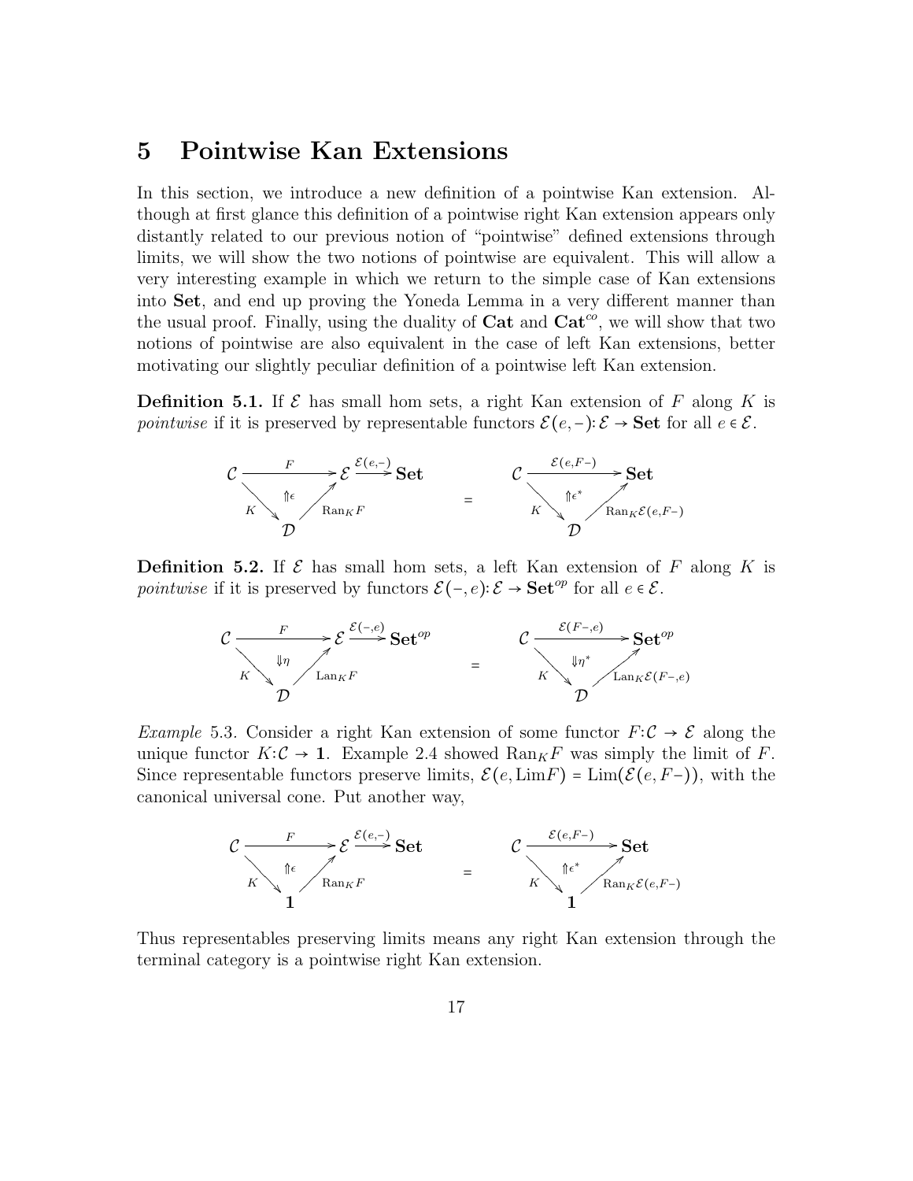# 5 Pointwise Kan Extensions

In this section, we introduce a new definition of a pointwise Kan extension. Although at first glance this definition of a pointwise right Kan extension appears only distantly related to our previous notion of "pointwise" defined extensions through limits, we will show the two notions of pointwise are equivalent. This will allow a very interesting example in which we return to the simple case of Kan extensions into **Set**, and end up proving the Yoneda Lemma in a very different manner than the usual proof. Finally, using the duality of **Cat** and $\mathbf{Cat}^{co}$, we will show that two notions of pointwise are also equivalent in the case of left Kan extensions, better motivating our slightly peculiar definition of a pointwise left Kan extension.

**Definition 5.1.** If $\mathcal{E}$ has small hom sets, a right Kan extension of $F$ along $K$ is *pointwise* if it is preserved by representable functors $\mathcal{E}(e,-)\colon \mathcal{E} \to \mathbf{Set}$ for all $e \in \mathcal{E}$.

$$\begin{array}{ccc} \mathcal{C} \xrightarrow{F} \mathcal{E} \xrightarrow{\mathcal{E}(e,-)} \mathbf{Set} & & \mathcal{C} \xrightarrow{\mathcal{E}(e,F-)} \mathbf{Set} \\ K \searrow \;\; \Uparrow\epsilon \;\; \nearrow \mathrm{Ran}_K F & = & K \searrow \;\; \Uparrow\epsilon^* \;\; \nearrow \mathrm{Ran}_K \mathcal{E}(e,F-) \\ \mathcal{D} & & \mathcal{D} \end{array}$$

**Definition 5.2.** If $\mathcal{E}$ has small hom sets, a left Kan extension of $F$ along $K$ is *pointwise* if it is preserved by functors $\mathcal{E}(-,e)\colon \mathcal{E} \to \mathbf{Set}^{op}$ for all $e \in \mathcal{E}$.

$$\begin{array}{ccc} \mathcal{C} \xrightarrow{F} \mathcal{E} \xrightarrow{\mathcal{E}(-,e)} \mathbf{Set}^{op} & & \mathcal{C} \xrightarrow{\mathcal{E}(F-,e)} \mathbf{Set}^{op} \\ K \searrow \;\; \Downarrow\eta \;\; \nearrow \mathrm{Lan}_K F & = & K \searrow \;\; \Downarrow\eta^* \;\; \nearrow \mathrm{Lan}_K \mathcal{E}(F-,e) \\ \mathcal{D} & & \mathcal{D} \end{array}$$

*Example* 5.3. Consider a right Kan extension of some functor $F\colon \mathcal{C} \to \mathcal{E}$ along the unique functor $K\colon \mathcal{C} \to \mathbf{1}$. Example 2.4 showed $\mathrm{Ran}_K F$ was simply the limit of $F$. Since representable functors preserve limits, $\mathcal{E}(e, \mathrm{Lim}F) = \mathrm{Lim}(\mathcal{E}(e, F-))$, with the canonical universal cone. Put another way,

$$\begin{array}{ccc} \mathcal{C} \xrightarrow{F} \mathcal{E} \xrightarrow{\mathcal{E}(e,-)} \mathbf{Set} & & \mathcal{C} \xrightarrow{\mathcal{E}(e,F-)} \mathbf{Set} \\ K \searrow \;\; \Uparrow\epsilon \;\; \nearrow \mathrm{Ran}_K F & = & K \searrow \;\; \Uparrow\epsilon^* \;\; \nearrow \mathrm{Ran}_K \mathcal{E}(e,F-) \\ \mathbf{1} & & \mathbf{1} \end{array}$$

Thus representables preserving limits means any right Kan extension through the terminal category is a pointwise right Kan extension.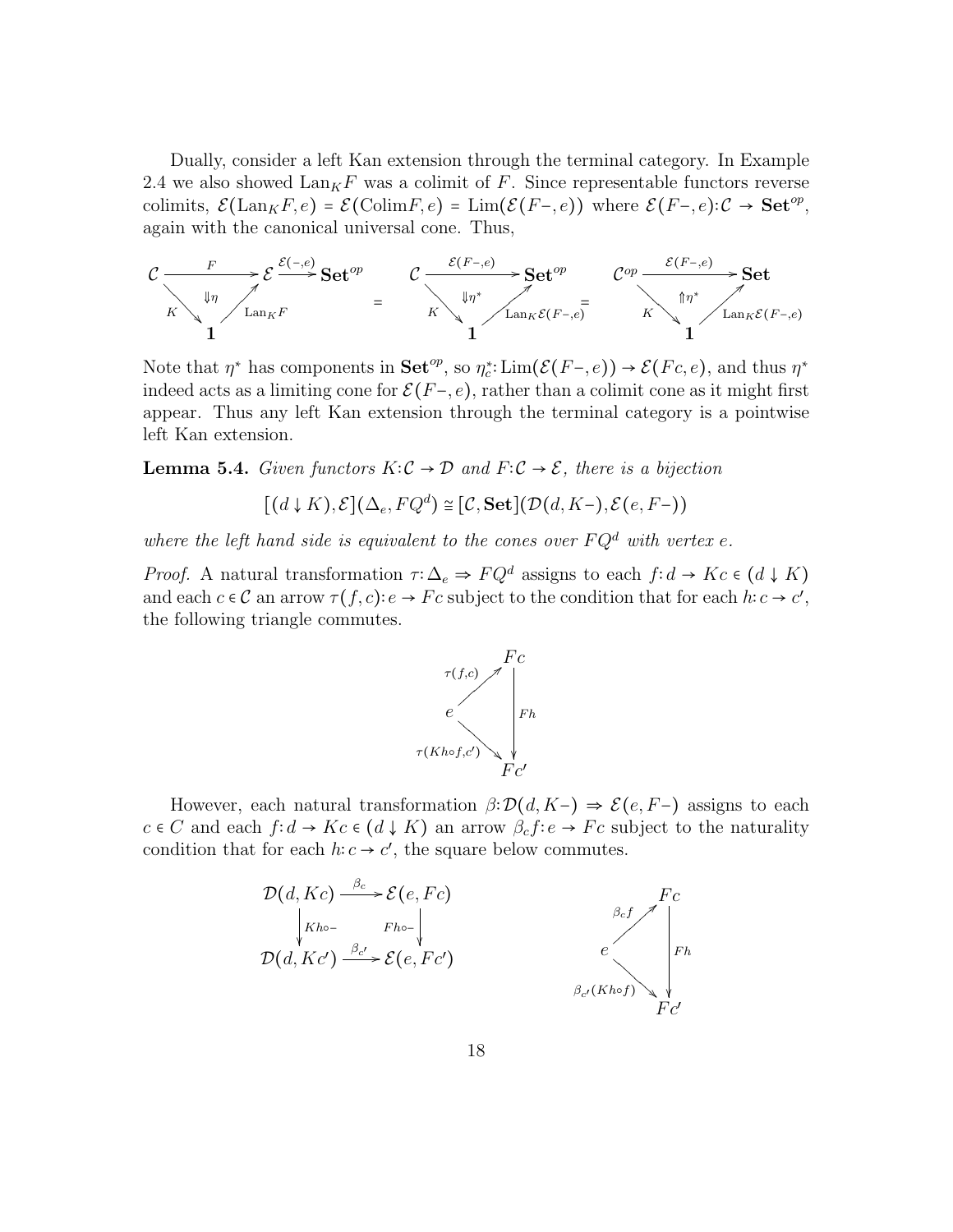Dually, consider a left Kan extension through the terminal category. In Example 2.4 we also showed $\text{Lan}_K F$ was a colimit of $F$. Since representable functors reverse colimits, $\mathcal{E}(\text{Lan}_K F, e) = \mathcal{E}(\text{Colim} F, e) = \text{Lim}(\mathcal{E}(F-, e))$ where $\mathcal{E}(F-, e): \mathcal{C} \to \mathbf{Set}^{op}$, again with the canonical universal cone. Thus,

$$\begin{array}{ccc} \mathcal{C} \xrightarrow{F} \mathcal{E} \xrightarrow{\mathcal{E}(-,e)} \mathbf{Set}^{op} & & \mathcal{C} \xrightarrow{\mathcal{E}(F-,e)} \mathbf{Set}^{op} & & \mathcal{C}^{op} \xrightarrow{\mathcal{E}(F-,e)} \mathbf{Set} \\ {\scriptstyle K} \searrow \ \Downarrow\eta \ \nearrow {\scriptstyle \text{Lan}_K F} & = & {\scriptstyle K} \searrow \ \Downarrow\eta^* \ \nearrow {\scriptstyle \text{Lan}_K \mathcal{E}(F-,e)} & = & {\scriptstyle K} \searrow \ \Uparrow\eta^* \ \nearrow {\scriptstyle \text{Lan}_K \mathcal{E}(F-,e)} \\ \mathbf{1} & & \mathbf{1} & & \mathbf{1} \end{array}$$

Note that $\eta^*$ has components in $\mathbf{Set}^{op}$, so $\eta^*_c: \text{Lim}(\mathcal{E}(F-, e)) \to \mathcal{E}(Fc, e)$, and thus $\eta^*$ indeed acts as a limiting cone for $\mathcal{E}(F-, e)$, rather than a colimit cone as it might first appear. Thus any left Kan extension through the terminal category is a pointwise left Kan extension.

**Lemma 5.4.** *Given functors $K: \mathcal{C} \to \mathcal{D}$ and $F: \mathcal{C} \to \mathcal{E}$, there is a bijection*

$$[(d \downarrow K), \mathcal{E}](\Delta_e, FQ^d) \cong [\mathcal{C}, \mathbf{Set}](\mathcal{D}(d, K-), \mathcal{E}(e, F-))$$

*where the left hand side is equivalent to the cones over $FQ^d$ with vertex $e$.*

*Proof.* A natural transformation $\tau: \Delta_e \Rightarrow FQ^d$ assigns to each $f: d \to Kc \in (d \downarrow K)$ and each $c \in \mathcal{C}$ an arrow $\tau(f, c): e \to Fc$ subject to the condition that for each $h: c \to c'$, the following triangle commutes.

$$\begin{array}{ccc} & & Fc \\ & {\scriptstyle \tau(f,c)} \nearrow & \\ e & & \downarrow {\scriptstyle Fh} \\ & {\scriptstyle \tau(Kh \circ f, c')} \searrow & \\ & & Fc' \end{array}$$

However, each natural transformation $\beta: \mathcal{D}(d, K-) \Rightarrow \mathcal{E}(e, F-)$ assigns to each $c \in C$ and each $f: d \to Kc \in (d \downarrow K)$ an arrow $\beta_c f: e \to Fc$ subject to the naturality condition that for each $h: c \to c'$, the square below commutes.

$$\begin{array}{ccc} \mathcal{D}(d, Kc) & \xrightarrow{\beta_c} & \mathcal{E}(e, Fc) \\ \downarrow {\scriptstyle Kh \circ -} & & \downarrow {\scriptstyle Fh \circ -} \\ \mathcal{D}(d, Kc') & \xrightarrow{\beta_{c'}} & \mathcal{E}(e, Fc') \end{array} \qquad \begin{array}{ccc} & & Fc \\ & {\scriptstyle \beta_c f} \nearrow & \\ e & & \downarrow {\scriptstyle Fh} \\ & {\scriptstyle \beta_{c'}(Kh \circ f)} \searrow & \\ & & Fc' \end{array}$$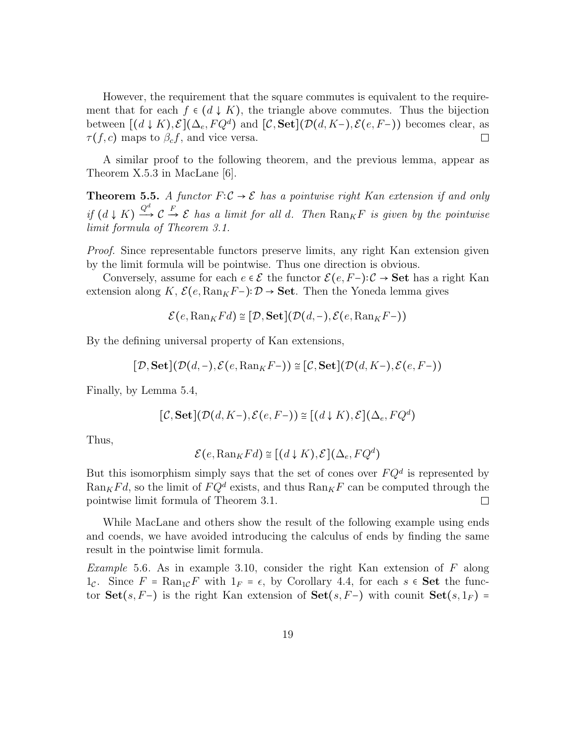However, the requirement that the square commutes is equivalent to the requirement that for each $f \in (d \downarrow K)$, the triangle above commutes. Thus the bijection between $[(d \downarrow K), \mathcal{E}](\Delta_e, FQ^d)$ and $[\mathcal{C}, \mathbf{Set}](\mathcal{D}(d, K-), \mathcal{E}(e, F-))$ becomes clear, as $\tau(f, c)$ maps to $\beta_c f$, and vice versa. $\square$

A similar proof to the following theorem, and the previous lemma, appear as Theorem X.5.3 in MacLane [6].

**Theorem 5.5.** *A functor $F: \mathcal{C} \to \mathcal{E}$ has a pointwise right Kan extension if and only if $(d \downarrow K) \xrightarrow{Q^d} \mathcal{C} \xrightarrow{F} \mathcal{E}$ has a limit for all $d$. Then $\mathrm{Ran}_K F$ is given by the pointwise limit formula of Theorem 3.1.*

*Proof.* Since representable functors preserve limits, any right Kan extension given by the limit formula will be pointwise. Thus one direction is obvious.

Conversely, assume for each $e \in \mathcal{E}$ the functor $\mathcal{E}(e, F-): \mathcal{C} \to \mathbf{Set}$ has a right Kan extension along $K$, $\mathcal{E}(e, \mathrm{Ran}_K F-): \mathcal{D} \to \mathbf{Set}$. Then the Yoneda lemma gives

$$\mathcal{E}(e, \mathrm{Ran}_K F d) \cong [\mathcal{D}, \mathbf{Set}](\mathcal{D}(d, -), \mathcal{E}(e, \mathrm{Ran}_K F-))$$

By the defining universal property of Kan extensions,

$$[\mathcal{D}, \mathbf{Set}](\mathcal{D}(d, -), \mathcal{E}(e, \mathrm{Ran}_K F-)) \cong [\mathcal{C}, \mathbf{Set}](\mathcal{D}(d, K-), \mathcal{E}(e, F-))$$

Finally, by Lemma 5.4,

$$[\mathcal{C}, \mathbf{Set}](\mathcal{D}(d, K-), \mathcal{E}(e, F-)) \cong [(d \downarrow K), \mathcal{E}](\Delta_e, FQ^d)$$

Thus,

$$\mathcal{E}(e, \mathrm{Ran}_K F d) \cong [(d \downarrow K), \mathcal{E}](\Delta_e, FQ^d)$$

But this isomorphism simply says that the set of cones over $FQ^d$ is represented by $\mathrm{Ran}_K F d$, so the limit of $FQ^d$ exists, and thus $\mathrm{Ran}_K F$ can be computed through the pointwise limit formula of Theorem 3.1. $\square$

While MacLane and others show the result of the following example using ends and coends, we have avoided introducing the calculus of ends by finding the same result in the pointwise limit formula.

*Example* 5.6. As in example 3.10, consider the right Kan extension of $F$ along $1_{\mathcal{C}}$. Since $F = \mathrm{Ran}_{1_{\mathcal{C}}} F$ with $1_F = \epsilon$, by Corollary 4.4, for each $s \in \mathbf{Set}$ the functor $\mathbf{Set}(s, F-)$ is the right Kan extension of $\mathbf{Set}(s, F-)$ with counit $\mathbf{Set}(s, 1_F) =$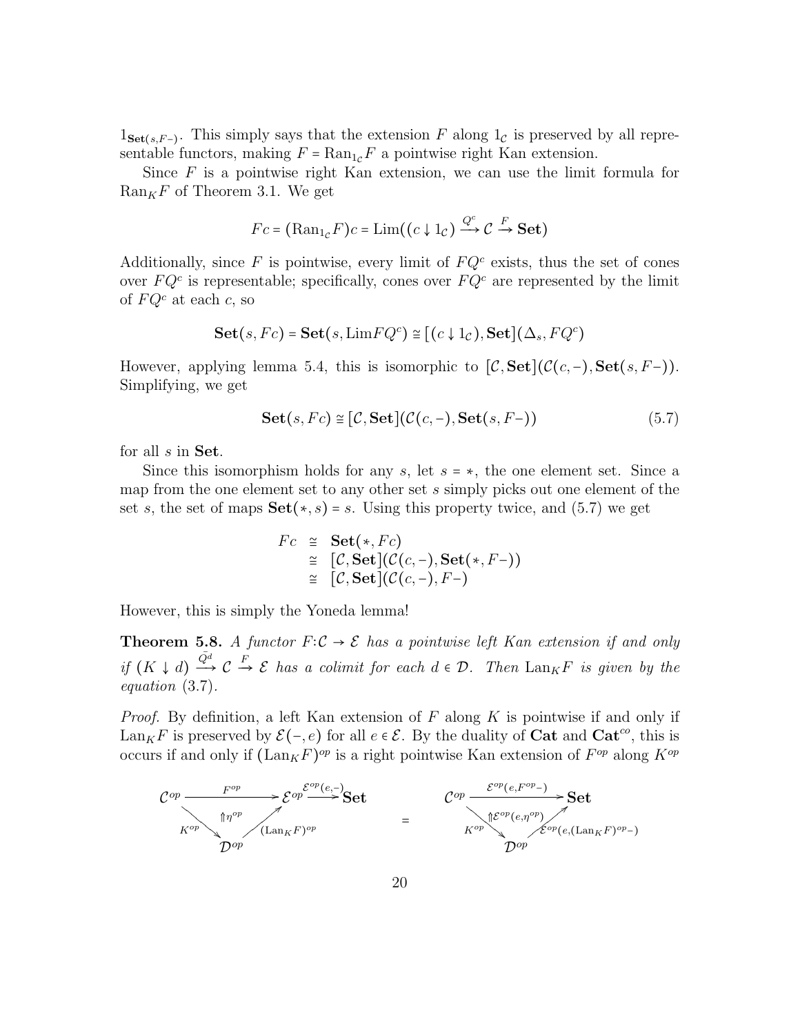$1_{\mathbf{Set}(s,F-)}$. This simply says that the extension $F$ along $1_{\mathcal{C}}$ is preserved by all representable functors, making $F = \mathrm{Ran}_{1_{\mathcal{C}}}F$ a pointwise right Kan extension.

Since $F$ is a pointwise right Kan extension, we can use the limit formula for $\mathrm{Ran}_K F$ of Theorem 3.1. We get

$$Fc = (\mathrm{Ran}_{1_{\mathcal{C}}}F)c = \mathrm{Lim}((c \downarrow 1_{\mathcal{C}}) \xrightarrow{Q^c} \mathcal{C} \xrightarrow{F} \mathbf{Set})$$

Additionally, since $F$ is pointwise, every limit of $FQ^c$ exists, thus the set of cones over $FQ^c$ is representable; specifically, cones over $FQ^c$ are represented by the limit of $FQ^c$ at each $c$, so

$$\mathbf{Set}(s, Fc) = \mathbf{Set}(s, \mathrm{Lim}FQ^c) \cong [(c \downarrow 1_{\mathcal{C}}), \mathbf{Set}](\Delta_s, FQ^c)$$

However, applying lemma 5.4, this is isomorphic to $[\mathcal{C}, \mathbf{Set}](\mathcal{C}(c,-), \mathbf{Set}(s, F-))$. Simplifying, we get

$$\mathbf{Set}(s, Fc) \cong [\mathcal{C}, \mathbf{Set}](\mathcal{C}(c,-), \mathbf{Set}(s, F-)) \tag{5.7}$$

for all $s$ in $\mathbf{Set}$.

Since this isomorphism holds for any $s$, let $s = *$, the one element set. Since a map from the one element set to any other set $s$ simply picks out one element of the set $s$, the set of maps $\mathbf{Set}(*, s) = s$. Using this property twice, and (5.7) we get

$$\begin{aligned} Fc &\cong \mathbf{Set}(*, Fc) \\ &\cong [\mathcal{C}, \mathbf{Set}](\mathcal{C}(c,-), \mathbf{Set}(*, F-)) \\ &\cong [\mathcal{C}, \mathbf{Set}](\mathcal{C}(c,-), F-) \end{aligned}$$

However, this is simply the Yoneda lemma!

**Theorem 5.8.** *A functor $F{:}\mathcal{C} \to \mathcal{E}$ has a pointwise left Kan extension if and only if $(K \downarrow d) \xrightarrow{\bar{Q}^d} \mathcal{C} \xrightarrow{F} \mathcal{E}$ has a colimit for each $d \in \mathcal{D}$. Then $\mathrm{Lan}_K F$ is given by the equation (3.7).*

*Proof.* By definition, a left Kan extension of $F$ along $K$ is pointwise if and only if $\mathrm{Lan}_K F$ is preserved by $\mathcal{E}(-, e)$ for all $e \in \mathcal{E}$. By the duality of $\mathbf{Cat}$ and $\mathbf{Cat}^{co}$, this is occurs if and only if $(\mathrm{Lan}_K F)^{op}$ is a right pointwise Kan extension of $F^{op}$ along $K^{op}$

$$\begin{array}{c} \mathcal{C}^{op} \xrightarrow{F^{op}} \mathcal{E}^{op} \xrightarrow{\mathcal{E}^{op}(e,-)} \mathbf{Set} \\ K^{op} \searrow \ \Uparrow \eta^{op} \ \nearrow (\mathrm{Lan}_K F)^{op} \\ \mathcal{D}^{op} \end{array} \quad = \quad \begin{array}{c} \mathcal{C}^{op} \xrightarrow{\mathcal{E}^{op}(e, F^{op}-)} \mathbf{Set} \\ K^{op} \searrow \ \Uparrow \mathcal{E}^{op}(e, \eta^{op}) \ \nearrow \mathcal{E}^{op}(e, (\mathrm{Lan}_K F)^{op}-) \\ \mathcal{D}^{op} \end{array}$$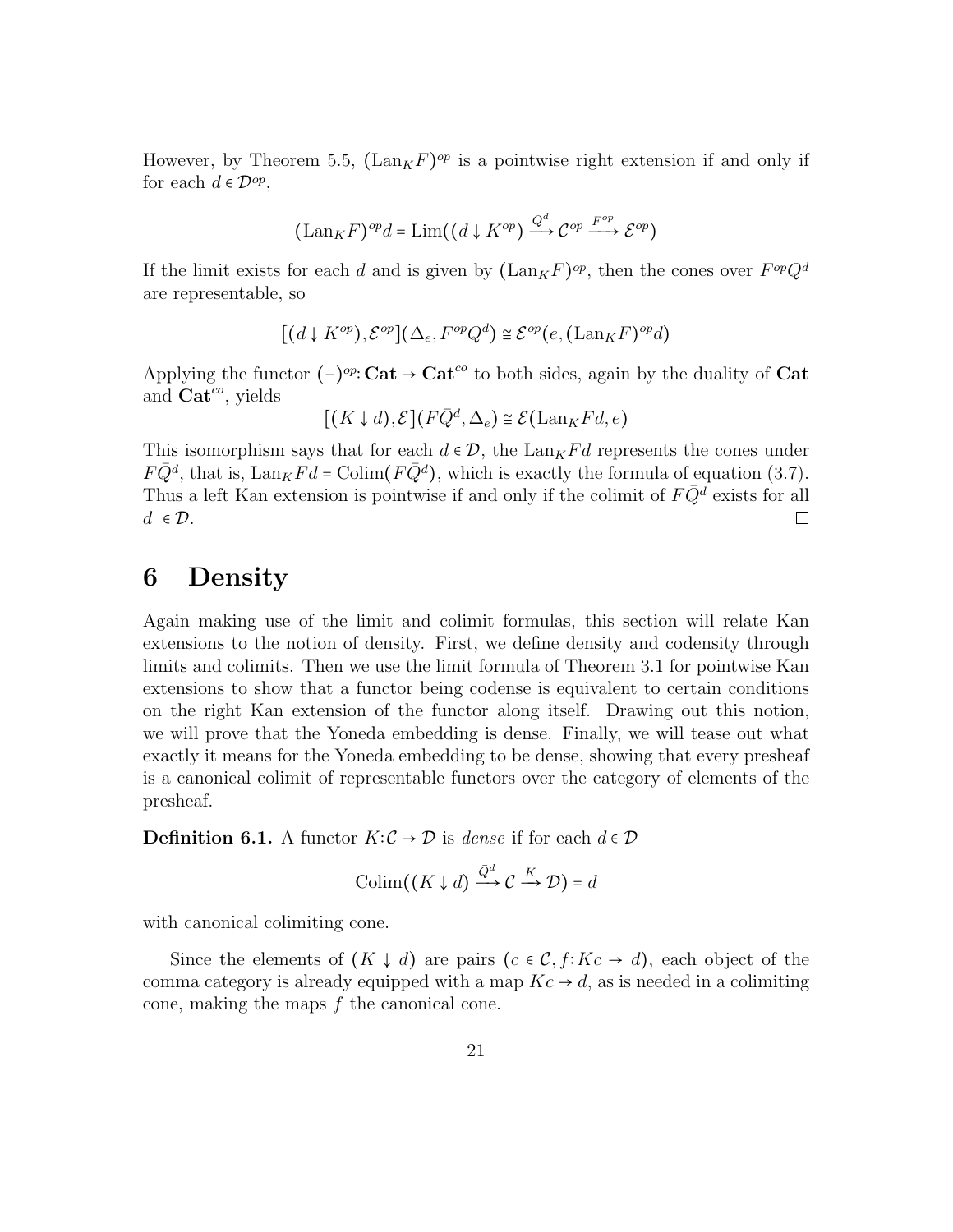However, by Theorem 5.5, $(\mathrm{Lan}_K F)^{op}$ is a pointwise right extension if and only if for each $d \in \mathcal{D}^{op}$,

$$(\mathrm{Lan}_K F)^{op} d = \mathrm{Lim}((d \downarrow K^{op}) \xrightarrow{Q^d} \mathcal{C}^{op} \xrightarrow{F^{op}} \mathcal{E}^{op})$$

If the limit exists for each $d$ and is given by $(\mathrm{Lan}_K F)^{op}$, then the cones over $F^{op}Q^d$ are representable, so

$$[(d \downarrow K^{op}), \mathcal{E}^{op}](\Delta_e, F^{op}Q^d) \cong \mathcal{E}^{op}(e, (\mathrm{Lan}_K F)^{op} d)$$

Applying the functor $(-)^{op}\colon \mathbf{Cat} \to \mathbf{Cat}^{co}$ to both sides, again by the duality of $\mathbf{Cat}$ and $\mathbf{Cat}^{co}$, yields

$$[(K \downarrow d), \mathcal{E}](F\bar{Q}^d, \Delta_e) \cong \mathcal{E}(\mathrm{Lan}_K F d, e)$$

This isomorphism says that for each $d \in \mathcal{D}$, the $\mathrm{Lan}_K F d$ represents the cones under $F\bar{Q}^d$, that is, $\mathrm{Lan}_K F d = \mathrm{Colim}(F\bar{Q}^d)$, which is exactly the formula of equation (3.7). Thus a left Kan extension is pointwise if and only if the colimit of $F\bar{Q}^d$ exists for all $d \in \mathcal{D}$. □

# 6 Density

Again making use of the limit and colimit formulas, this section will relate Kan extensions to the notion of density. First, we define density and codensity through limits and colimits. Then we use the limit formula of Theorem 3.1 for pointwise Kan extensions to show that a functor being codense is equivalent to certain conditions on the right Kan extension of the functor along itself. Drawing out this notion, we will prove that the Yoneda embedding is dense. Finally, we will tease out what exactly it means for the Yoneda embedding to be dense, showing that every presheaf is a canonical colimit of representable functors over the category of elements of the presheaf.

**Definition 6.1.** A functor $K\colon \mathcal{C} \to \mathcal{D}$ is *dense* if for each $d \in \mathcal{D}$

$$\mathrm{Colim}((K \downarrow d) \xrightarrow{\bar{Q}^d} \mathcal{C} \xrightarrow{K} \mathcal{D}) = d$$

with canonical colimiting cone.

Since the elements of $(K \downarrow d)$ are pairs $(c \in \mathcal{C}, f\colon Kc \to d)$, each object of the comma category is already equipped with a map $Kc \to d$, as is needed in a colimiting cone, making the maps $f$ the canonical cone.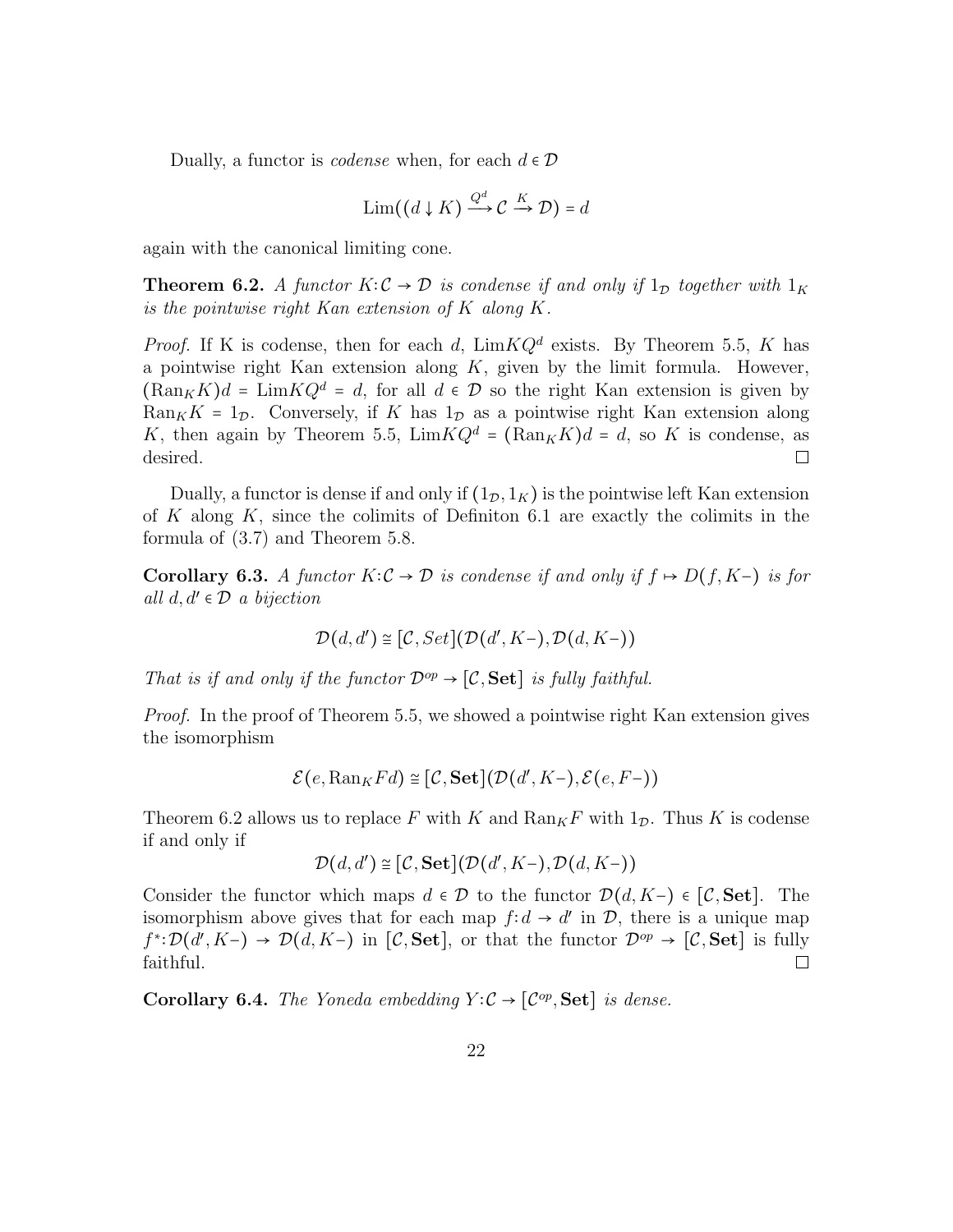Dually, a functor is *codense* when, for each $d \in \mathcal{D}$

$$\text{Lim}((d \downarrow K) \xrightarrow{Q^d} \mathcal{C} \xrightarrow{K} \mathcal{D}) = d$$

again with the canonical limiting cone.

**Theorem 6.2.** *A functor $K: \mathcal{C} \to \mathcal{D}$ is condense if and only if $1_{\mathcal{D}}$ together with $1_K$ is the pointwise right Kan extension of $K$ along $K$.*

*Proof.* If K is codense, then for each $d$, $\text{Lim}KQ^d$ exists. By Theorem 5.5, $K$ has a pointwise right Kan extension along $K$, given by the limit formula. However, $(\text{Ran}_K K)d = \text{Lim}KQ^d = d$, for all $d \in \mathcal{D}$ so the right Kan extension is given by $\text{Ran}_K K = 1_{\mathcal{D}}$. Conversely, if $K$ has $1_{\mathcal{D}}$ as a pointwise right Kan extension along $K$, then again by Theorem 5.5, $\text{Lim}KQ^d = (\text{Ran}_K K)d = d$, so $K$ is condense, as desired. ☐

Dually, a functor is dense if and only if $(1_{\mathcal{D}}, 1_K)$ is the pointwise left Kan extension of $K$ along $K$, since the colimits of Definiton 6.1 are exactly the colimits in the formula of (3.7) and Theorem 5.8.

**Corollary 6.3.** *A functor $K: \mathcal{C} \to \mathcal{D}$ is condense if and only if $f \mapsto D(f, K-)$ is for all $d, d' \in \mathcal{D}$ a bijection*

$$\mathcal{D}(d, d') \cong [\mathcal{C}, Set](\mathcal{D}(d', K-), \mathcal{D}(d, K-))$$

*That is if and only if the functor $\mathcal{D}^{op} \to [\mathcal{C}, \mathbf{Set}]$ is fully faithful.*

*Proof.* In the proof of Theorem 5.5, we showed a pointwise right Kan extension gives the isomorphism

$$\mathcal{E}(e, \text{Ran}_K F d) \cong [\mathcal{C}, \mathbf{Set}](\mathcal{D}(d', K-), \mathcal{E}(e, F-))$$

Theorem 6.2 allows us to replace $F$ with $K$ and $\text{Ran}_K F$ with $1_{\mathcal{D}}$. Thus $K$ is codense if and only if

$$\mathcal{D}(d, d') \cong [\mathcal{C}, \mathbf{Set}](\mathcal{D}(d', K-), \mathcal{D}(d, K-))$$

Consider the functor which maps $d \in \mathcal{D}$ to the functor $\mathcal{D}(d, K-) \in [\mathcal{C}, \mathbf{Set}]$. The isomorphism above gives that for each map $f: d \to d'$ in $\mathcal{D}$, there is a unique map $f^*: \mathcal{D}(d', K-) \to \mathcal{D}(d, K-)$ in $[\mathcal{C}, \mathbf{Set}]$, or that the functor $\mathcal{D}^{op} \to [\mathcal{C}, \mathbf{Set}]$ is fully faithful. ☐

**Corollary 6.4.** *The Yoneda embedding $Y: \mathcal{C} \to [\mathcal{C}^{op}, \mathbf{Set}]$ is dense.*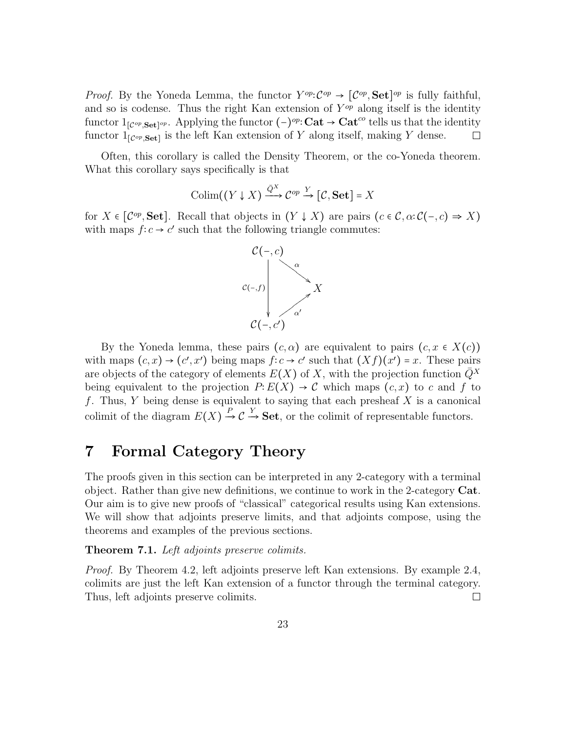*Proof.* By the Yoneda Lemma, the functor $Y^{op}: \mathcal{C}^{op} \to [\mathcal{C}^{op}, \mathbf{Set}]^{op}$ is fully faithful, and so is codense. Thus the right Kan extension of $Y^{op}$ along itself is the identity functor $1_{[\mathcal{C}^{op},\mathbf{Set}]^{op}}$. Applying the functor $(-)^{op}: \mathbf{Cat} \to \mathbf{Cat}^{co}$ tells us that the identity functor $1_{[\mathcal{C}^{op},\mathbf{Set}]}$ is the left Kan extension of $Y$ along itself, making $Y$ dense. □

Often, this corollary is called the Density Theorem, or the co-Yoneda theorem. What this corollary says specifically is that

$$\mathrm{Colim}((Y \downarrow X) \xrightarrow{\bar{Q}^X} \mathcal{C}^{op} \xrightarrow{Y} [\mathcal{C}, \mathbf{Set}] = X$$

for $X \in [\mathcal{C}^{op}, \mathbf{Set}]$. Recall that objects in $(Y \downarrow X)$ are pairs $(c \in \mathcal{C}, \alpha: \mathcal{C}(-,c) \Rightarrow X)$ with maps $f: c \to c'$ such that the following triangle commutes:

$$\begin{array}{ccc} \mathcal{C}(-,c) & & \\ {\scriptstyle \mathcal{C}(-,f)} \downarrow & \searrow^{\alpha} & \\ & & X \\ & \nearrow_{\alpha'} & \\ \mathcal{C}(-,c') & & \end{array}$$

By the Yoneda lemma, these pairs $(c, \alpha)$ are equivalent to pairs $(c, x \in X(c))$ with maps $(c,x) \to (c', x')$ being maps $f: c \to c'$ such that $(Xf)(x') = x$. These pairs are objects of the category of elements $E(X)$ of $X$, with the projection function $\bar{Q}^X$ being equivalent to the projection $P: E(X) \to \mathcal{C}$ which maps $(c,x)$ to $c$ and $f$ to $f$. Thus, $Y$ being dense is equivalent to saying that each presheaf $X$ is a canonical colimit of the diagram $E(X) \xrightarrow{P} \mathcal{C} \xrightarrow{Y} \mathbf{Set}$, or the colimit of representable functors.

# 7 Formal Category Theory

The proofs given in this section can be interpreted in any 2-category with a terminal object. Rather than give new definitions, we continue to work in the 2-category $\mathbf{Cat}$. Our aim is to give new proofs of "classical" categorical results using Kan extensions. We will show that adjoints preserve limits, and that adjoints compose, using the theorems and examples of the previous sections.

**Theorem 7.1.** *Left adjoints preserve colimits.*

*Proof.* By Theorem 4.2, left adjoints preserve left Kan extensions. By example 2.4, colimits are just the left Kan extension of a functor through the terminal category. Thus, left adjoints preserve colimits. □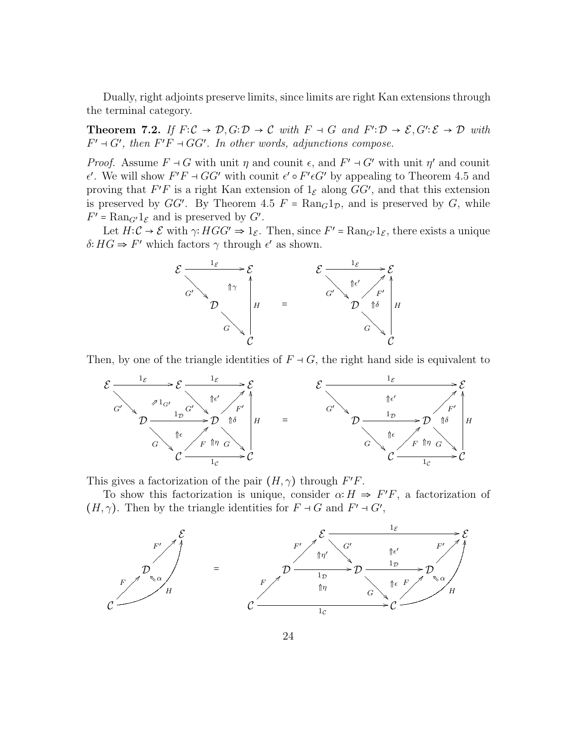Dually, right adjoints preserve limits, since limits are right Kan extensions through the terminal category.

**Theorem 7.2.** *If $F: \mathcal{C} \to \mathcal{D}, G: \mathcal{D} \to \mathcal{C}$ with $F \dashv G$ and $F': \mathcal{D} \to \mathcal{E}, G': \mathcal{E} \to \mathcal{D}$ with $F' \dashv G'$, then $F'F \dashv GG'$. In other words, adjunctions compose.*

*Proof.* Assume $F \dashv G$ with unit $\eta$ and counit $\epsilon$, and $F' \dashv G'$ with unit $\eta'$ and counit $\epsilon'$. We will show $F'F \dashv GG'$ with counit $\epsilon' \circ F'\epsilon G'$ by appealing to Theorem 4.5 and proving that $F'F$ is a right Kan extension of $1_\mathcal{E}$ along $GG'$, and that this extension is preserved by $GG'$. By Theorem 4.5 $F = \mathrm{Ran}_G 1_\mathcal{D}$, and is preserved by $G$, while $F' = \mathrm{Ran}_{G'} 1_\mathcal{E}$ and is preserved by $G'$.

Let $H: \mathcal{C} \to \mathcal{E}$ with $\gamma: HGG' \Rightarrow 1_\mathcal{E}$. Then, since $F' = \mathrm{Ran}_{G'} 1_\mathcal{E}$, there exists a unique $\delta: HG \Rightarrow F'$ which factors $\gamma$ through $\epsilon'$ as shown.

Then, by one of the triangle identities of $F \dashv G$, the right hand side is equivalent to

This gives a factorization of the pair $(H, \gamma)$ through $F'F$.

To show this factorization is unique, consider $\alpha: H \Rightarrow F'F$, a factorization of $(H, \gamma)$. Then by the triangle identities for $F \dashv G$ and $F' \dashv G'$,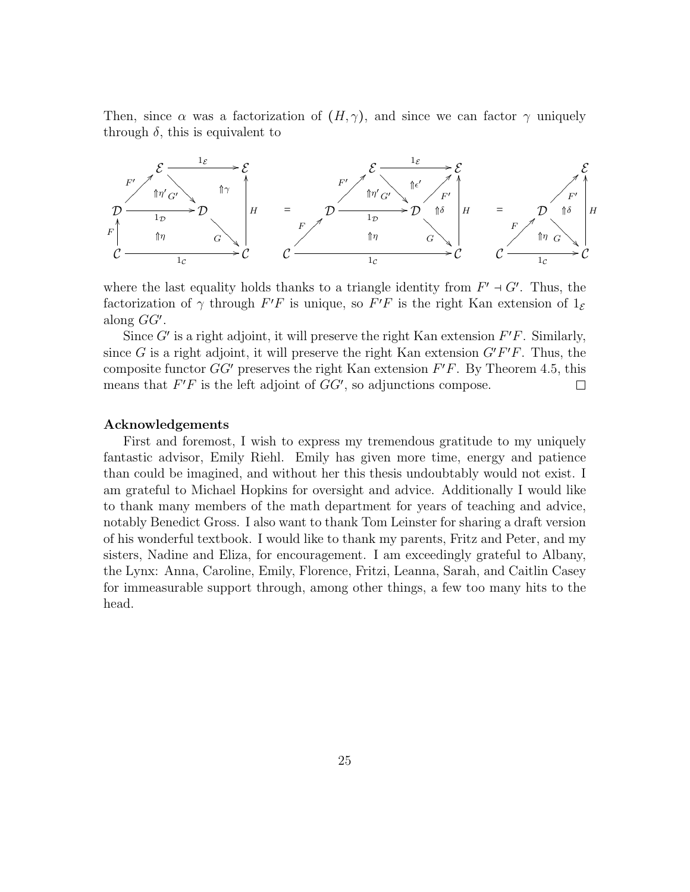Then, since $\alpha$ was a factorization of $(H, \gamma)$, and since we can factor $\gamma$ uniquely through $\delta$, this is equivalent to

$$
\begin{array}{ccc}
\begin{array}{ccccc}
& \mathcal{E} & \xrightarrow{1_\mathcal{E}} & \mathcal{E} \\
{}^{F'}\nearrow & \Uparrow\eta' \; G' \searrow & \Uparrow\gamma & \uparrow H \\
\mathcal{D} & \xrightarrow{1_\mathcal{D}} & \mathcal{D} & \\
F \uparrow & \Uparrow\eta & G \searrow & \\
\mathcal{C} & \xrightarrow{1_\mathcal{C}} & & \mathcal{C}
\end{array}
& = &
\begin{array}{ccccc}
& \mathcal{E} & \xrightarrow{1_\mathcal{E}} & \mathcal{E} \\
{}^{F'}\nearrow & \Uparrow\eta' \; G' \searrow \; \Uparrow\epsilon' & \nearrow F' \; \Uparrow\delta & \uparrow H \\
\mathcal{D} & \xrightarrow{1_\mathcal{D}} & \mathcal{D} & \\
{}^{F}\nearrow & \Uparrow\eta & G \searrow & \\
\mathcal{C} & \xrightarrow{1_\mathcal{C}} & & \mathcal{C}
\end{array}
\end{array}
=
\begin{array}{ccc}
& & \mathcal{E} \\
& \nearrow F' \; \Uparrow\delta & \uparrow H \\
& \mathcal{D} & \\
{}^{F}\nearrow & \Uparrow\eta \; G \searrow & \\
\mathcal{C} & \xrightarrow{1_\mathcal{C}} & \mathcal{C}
\end{array}
$$

where the last equality holds thanks to a triangle identity from $F' \dashv G'$. Thus, the factorization of $\gamma$ through $F'F$ is unique, so $F'F$ is the right Kan extension of $1_\mathcal{E}$ along $GG'$.

Since $G'$ is a right adjoint, it will preserve the right Kan extension $F'F$. Similarly, since $G$ is a right adjoint, it will preserve the right Kan extension $G'F'F$. Thus, the composite functor $GG'$ preserves the right Kan extension $F'F$. By Theorem 4.5, this means that $F'F$ is the left adjoint of $GG'$, so adjunctions compose. □

**Acknowledgements**

First and foremost, I wish to express my tremendous gratitude to my uniquely fantastic advisor, Emily Riehl. Emily has given more time, energy and patience than could be imagined, and without her this thesis undoubtably would not exist. I am grateful to Michael Hopkins for oversight and advice. Additionally I would like to thank many members of the math department for years of teaching and advice, notably Benedict Gross. I also want to thank Tom Leinster for sharing a draft version of his wonderful textbook. I would like to thank my parents, Fritz and Peter, and my sisters, Nadine and Eliza, for encouragement. I am exceedingly grateful to Albany, the Lynx: Anna, Caroline, Emily, Florence, Fritzi, Leanna, Sarah, and Caitlin Casey for immeasurable support through, among other things, a few too many hits to the head.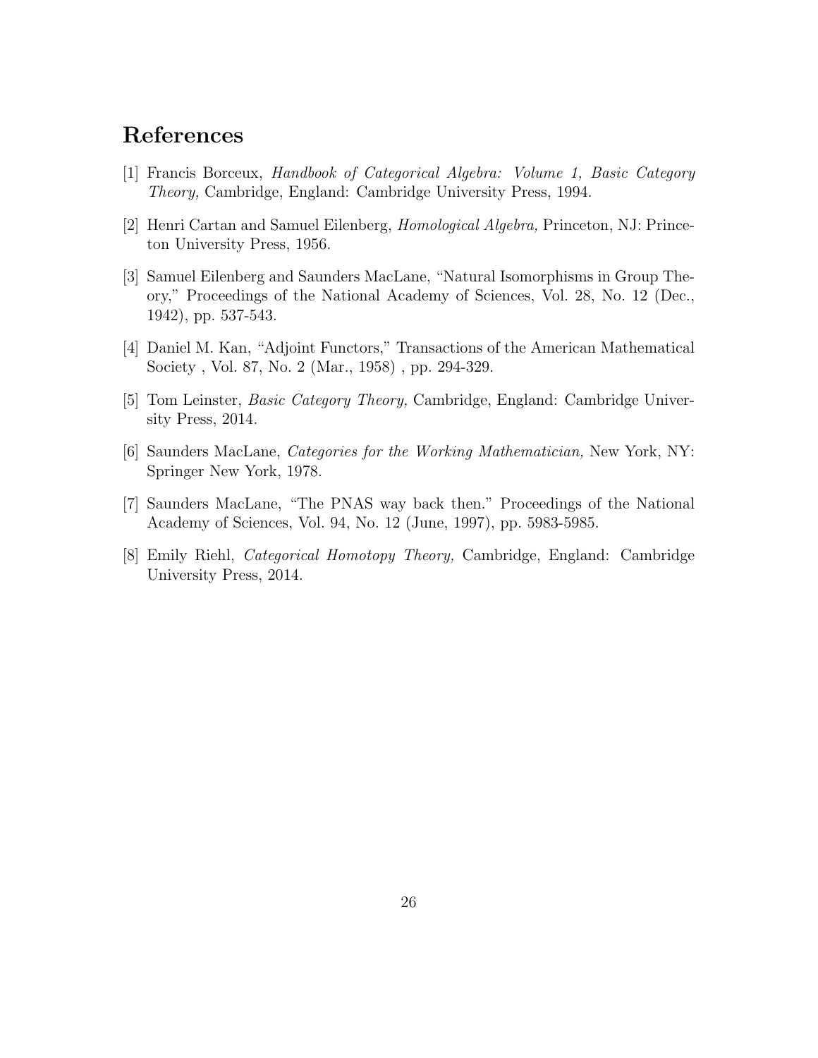# References

[1] Francis Borceux, *Handbook of Categorical Algebra: Volume 1, Basic Category Theory,* Cambridge, England: Cambridge University Press, 1994.

[2] Henri Cartan and Samuel Eilenberg, *Homological Algebra,* Princeton, NJ: Princeton University Press, 1956.

[3] Samuel Eilenberg and Saunders MacLane, "Natural Isomorphisms in Group Theory," Proceedings of the National Academy of Sciences, Vol. 28, No. 12 (Dec., 1942), pp. 537-543.

[4] Daniel M. Kan, "Adjoint Functors," Transactions of the American Mathematical Society , Vol. 87, No. 2 (Mar., 1958) , pp. 294-329.

[5] Tom Leinster, *Basic Category Theory,* Cambridge, England: Cambridge University Press, 2014.

[6] Saunders MacLane, *Categories for the Working Mathematician,* New York, NY: Springer New York, 1978.

[7] Saunders MacLane, "The PNAS way back then." Proceedings of the National Academy of Sciences, Vol. 94, No. 12 (June, 1997), pp. 5983-5985.

[8] Emily Riehl, *Categorical Homotopy Theory,* Cambridge, England: Cambridge University Press, 2014.